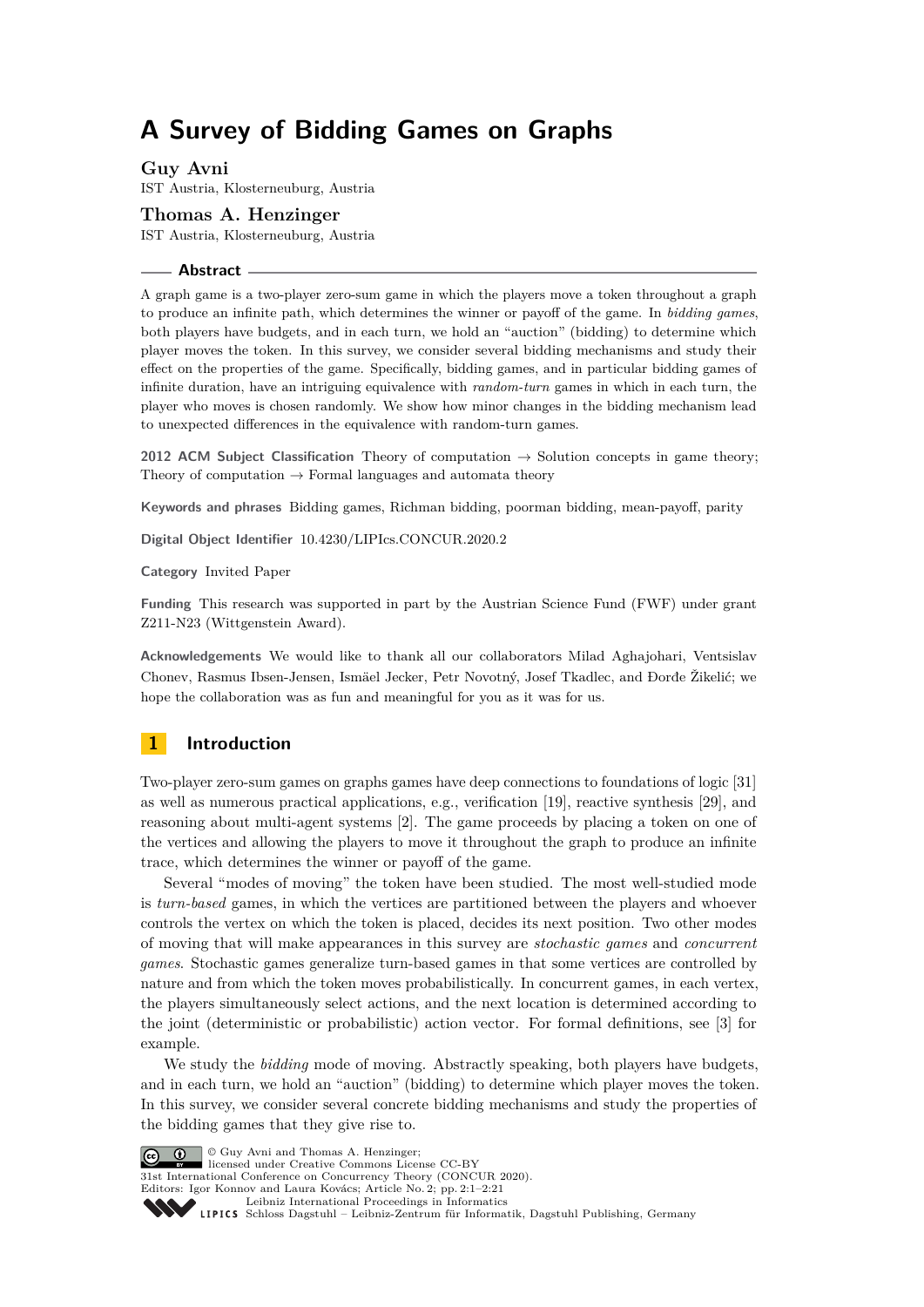# A Survey of Bidding Games on Graphs

**Guy Avni**
IST Austria, Klosterneuburg, Austria

**Thomas A. Henzinger**
IST Austria, Klosterneuburg, Austria

## Abstract

A graph game is a two-player zero-sum game in which the players move a token throughout a graph to produce an infinite path, which determines the winner or payoff of the game. In *bidding games*, both players have budgets, and in each turn, we hold an "auction" (bidding) to determine which player moves the token. In this survey, we consider several bidding mechanisms and study their effect on the properties of the game. Specifically, bidding games, and in particular bidding games of infinite duration, have an intriguing equivalence with *random-turn* games in which in each turn, the player who moves is chosen randomly. We show how minor changes in the bidding mechanism lead to unexpected differences in the equivalence with random-turn games.

**2012 ACM Subject Classification** Theory of computation → Solution concepts in game theory; Theory of computation → Formal languages and automata theory

**Keywords and phrases** Bidding games, Richman bidding, poorman bidding, mean-payoff, parity

**Digital Object Identifier** 10.4230/LIPIcs.CONCUR.2020.2

**Category** Invited Paper

**Funding** This research was supported in part by the Austrian Science Fund (FWF) under grant Z211-N23 (Wittgenstein Award).

**Acknowledgements** We would like to thank all our collaborators Milad Aghajohari, Ventsislav Chonev, Rasmus Ibsen-Jensen, Ismäel Jecker, Petr Novotný, Josef Tkadlec, and Đorđe Žikelić; we hope the collaboration was as fun and meaningful for you as it was for us.

## 1 Introduction

Two-player zero-sum games on graphs games have deep connections to foundations of logic [31] as well as numerous practical applications, e.g., verification [19], reactive synthesis [29], and reasoning about multi-agent systems [2]. The game proceeds by placing a token on one of the vertices and allowing the players to move it throughout the graph to produce an infinite trace, which determines the winner or payoff of the game.

Several "modes of moving" the token have been studied. The most well-studied mode is *turn-based* games, in which the vertices are partitioned between the players and whoever controls the vertex on which the token is placed, decides its next position. Two other modes of moving that will make appearances in this survey are *stochastic games* and *concurrent games*. Stochastic games generalize turn-based games in that some vertices are controlled by nature and from which the token moves probabilistically. In concurrent games, in each vertex, the players simultaneously select actions, and the next location is determined according to the joint (deterministic or probabilistic) action vector. For formal definitions, see [3] for example.

We study the *bidding* mode of moving. Abstractly speaking, both players have budgets, and in each turn, we hold an "auction" (bidding) to determine which player moves the token. In this survey, we consider several concrete bidding mechanisms and study the properties of the bidding games that they give rise to.

© Guy Avni and Thomas A. Henzinger;
licensed under Creative Commons License CC-BY
31st International Conference on Concurrency Theory (CONCUR 2020).
Editors: Igor Konnov and Laura Kovács; Article No. 2; pp. 2:1–2:21
Leibniz International Proceedings in Informatics
Schloss Dagstuhl – Leibniz-Zentrum für Informatik, Dagstuhl Publishing, Germany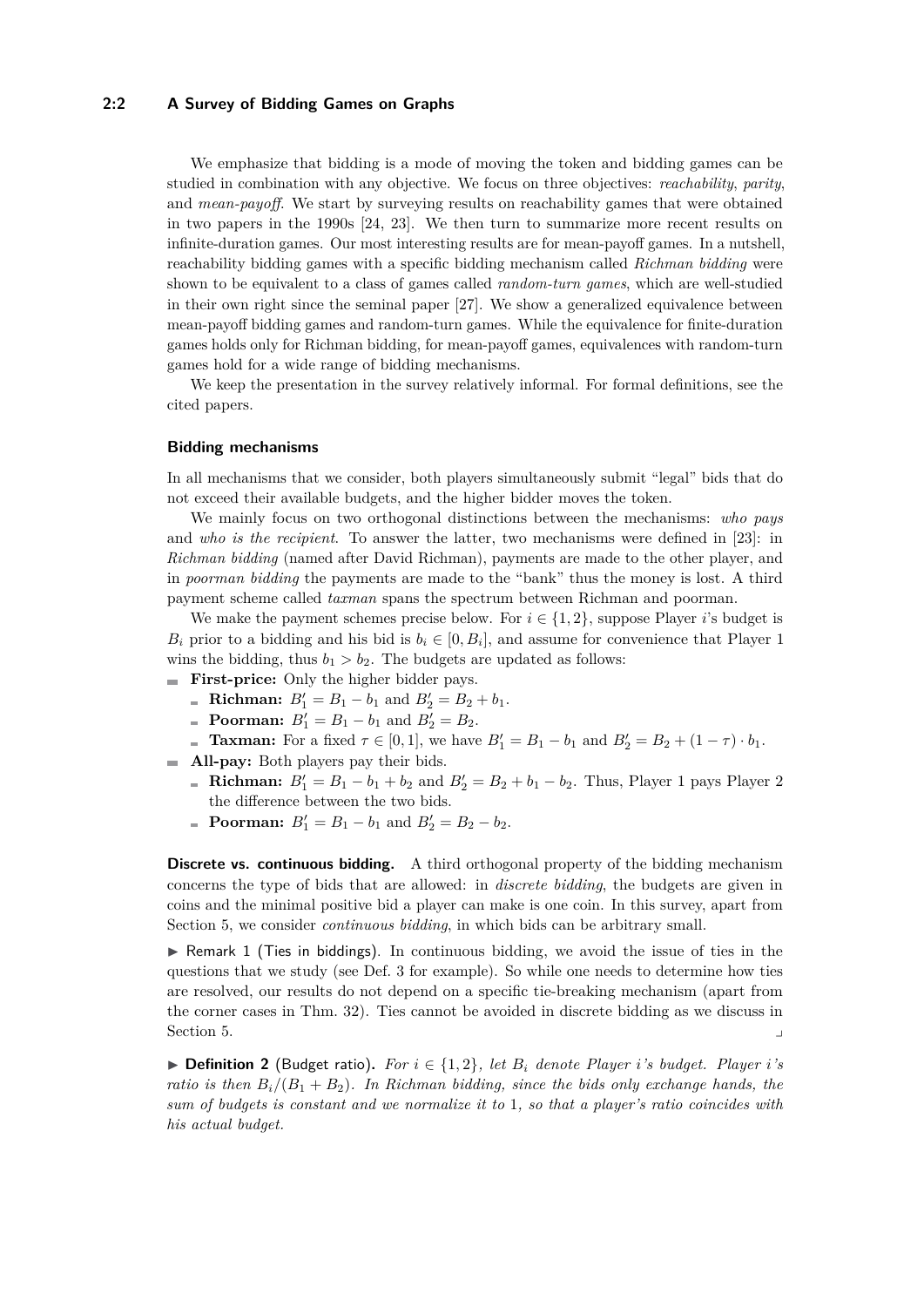We emphasize that bidding is a mode of moving the token and bidding games can be studied in combination with any objective. We focus on three objectives: *reachability*, *parity*, and *mean-payoff*. We start by surveying results on reachability games that were obtained in two papers in the 1990s [24, 23]. We then turn to summarize more recent results on infinite-duration games. Our most interesting results are for mean-payoff games. In a nutshell, reachability bidding games with a specific bidding mechanism called *Richman bidding* were shown to be equivalent to a class of games called *random-turn games*, which are well-studied in their own right since the seminal paper [27]. We show a generalized equivalence between mean-payoff bidding games and random-turn games. While the equivalence for finite-duration games holds only for Richman bidding, for mean-payoff games, equivalences with random-turn games hold for a wide range of bidding mechanisms.

We keep the presentation in the survey relatively informal. For formal definitions, see the cited papers.

### Bidding mechanisms

In all mechanisms that we consider, both players simultaneously submit "legal" bids that do not exceed their available budgets, and the higher bidder moves the token.

We mainly focus on two orthogonal distinctions between the mechanisms: *who pays* and *who is the recipient*. To answer the latter, two mechanisms were defined in [23]: in *Richman bidding* (named after David Richman), payments are made to the other player, and in *poorman bidding* the payments are made to the "bank" thus the money is lost. A third payment scheme called *taxman* spans the spectrum between Richman and poorman.

We make the payment schemes precise below. For $i \in \{1, 2\}$, suppose Player $i$'s budget is $B_i$ prior to a bidding and his bid is $b_i \in [0, B_i]$, and assume for convenience that Player 1 wins the bidding, thus $b_1 > b_2$. The budgets are updated as follows:

- **First-price:** Only the higher bidder pays.
  - **Richman:** $B_1' = B_1 - b_1$ and $B_2' = B_2 + b_1$.
  - **Poorman:** $B_1' = B_1 - b_1$ and $B_2' = B_2$.
  - **Taxman:** For a fixed $\tau \in [0, 1]$, we have $B_1' = B_1 - b_1$ and $B_2' = B_2 + (1 - \tau) \cdot b_1$.
- **All-pay:** Both players pay their bids.
  - **Richman:** $B_1' = B_1 - b_1 + b_2$ and $B_2' = B_2 + b_1 - b_2$. Thus, Player 1 pays Player 2 the difference between the two bids.
  - **Poorman:** $B_1' = B_1 - b_1$ and $B_2' = B_2 - b_2$.

**Discrete vs. continuous bidding.** A third orthogonal property of the bidding mechanism concerns the type of bids that are allowed: in *discrete bidding*, the budgets are given in coins and the minimal positive bid a player can make is one coin. In this survey, apart from Section 5, we consider *continuous bidding*, in which bids can be arbitrary small.

▶ Remark 1 (Ties in biddings). In continuous bidding, we avoid the issue of ties in the questions that we study (see Def. 3 for example). So while one needs to determine how ties are resolved, our results do not depend on a specific tie-breaking mechanism (apart from the corner cases in Thm. 32). Ties cannot be avoided in discrete bidding as we discuss in Section 5. ⌟

▶ **Definition 2** (Budget ratio). *For $i \in \{1, 2\}$, let $B_i$ denote Player $i$'s budget. Player $i$'s ratio is then $B_i/(B_1 + B_2)$. In Richman bidding, since the bids only exchange hands, the sum of budgets is constant and we normalize it to 1, so that a player's ratio coincides with his actual budget.*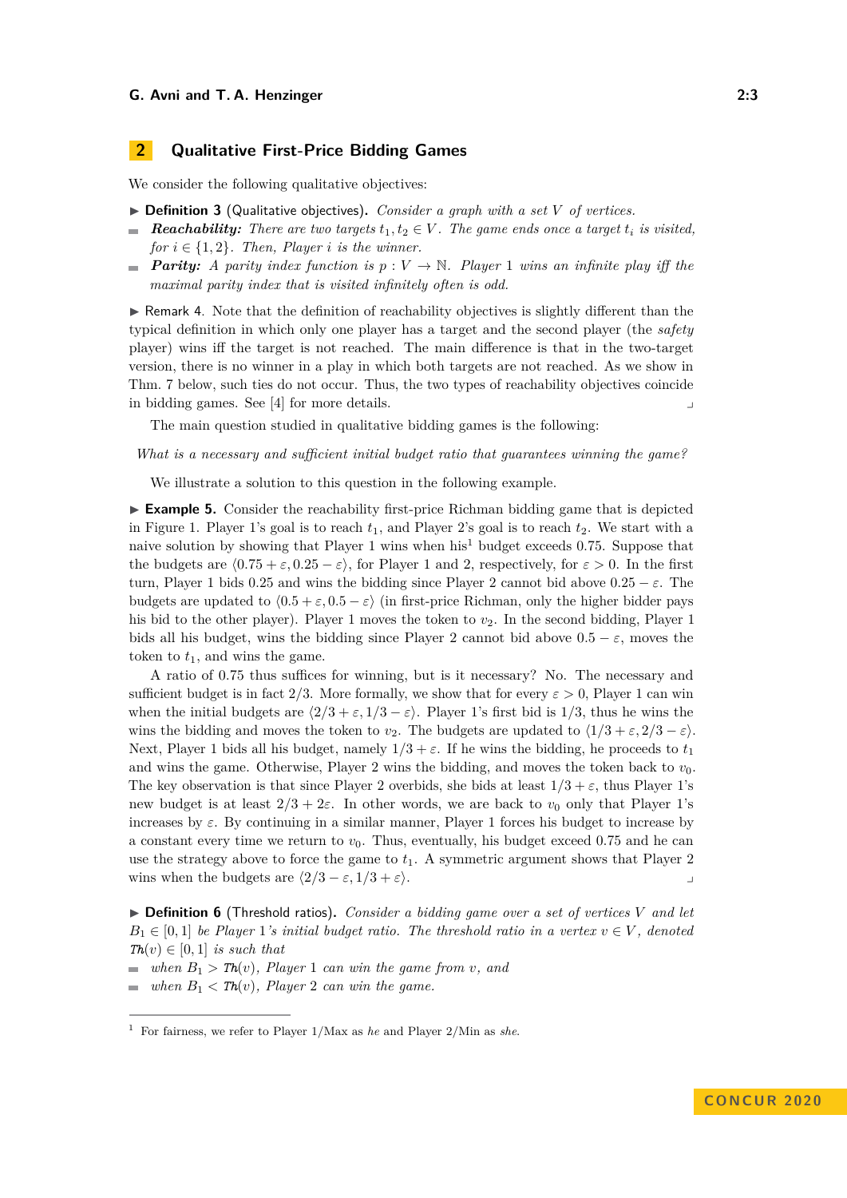## 2 Qualitative First-Price Bidding Games

We consider the following qualitative objectives:

▶ **Definition 3** (Qualitative objectives)**.** *Consider a graph with a set $V$ of vertices.*

- ***Reachability:*** *There are two targets $t_1, t_2 \in V$. The game ends once a target $t_i$ is visited, for $i \in \{1, 2\}$. Then, Player $i$ is the winner.*
- ***Parity:*** *A parity index function is $p : V \to \mathbb{N}$. Player 1 wins an infinite play iff the maximal parity index that is visited infinitely often is odd.*

▶ Remark 4. Note that the definition of reachability objectives is slightly different than the typical definition in which only one player has a target and the second player (the *safety* player) wins iff the target is not reached. The main difference is that in the two-target version, there is no winner in a play in which both targets are not reached. As we show in Thm. 7 below, such ties do not occur. Thus, the two types of reachability objectives coincide in bidding games. See [4] for more details. ⌟

The main question studied in qualitative bidding games is the following:

*What is a necessary and sufficient initial budget ratio that guarantees winning the game?*

We illustrate a solution to this question in the following example.

▶ **Example 5.** Consider the reachability first-price Richman bidding game that is depicted in Figure 1. Player 1's goal is to reach $t_1$, and Player 2's goal is to reach $t_2$. We start with a naive solution by showing that Player 1 wins when his[1] budget exceeds 0.75. Suppose that the budgets are $\langle 0.75 + \varepsilon, 0.25 - \varepsilon \rangle$, for Player 1 and 2, respectively, for $\varepsilon > 0$. In the first turn, Player 1 bids 0.25 and wins the bidding since Player 2 cannot bid above $0.25 - \varepsilon$. The budgets are updated to $\langle 0.5 + \varepsilon, 0.5 - \varepsilon \rangle$ (in first-price Richman, only the higher bidder pays his bid to the other player). Player 1 moves the token to $v_2$. In the second bidding, Player 1 bids all his budget, wins the bidding since Player 2 cannot bid above $0.5 - \varepsilon$, moves the token to $t_1$, and wins the game.

A ratio of 0.75 thus suffices for winning, but is it necessary? No. The necessary and sufficient budget is in fact 2/3. More formally, we show that for every $\varepsilon > 0$, Player 1 can win when the initial budgets are $\langle 2/3 + \varepsilon, 1/3 - \varepsilon \rangle$. Player 1's first bid is 1/3, thus he wins the wins the bidding and moves the token to $v_2$. The budgets are updated to $\langle 1/3 + \varepsilon, 2/3 - \varepsilon \rangle$. Next, Player 1 bids all his budget, namely $1/3 + \varepsilon$. If he wins the bidding, he proceeds to $t_1$ and wins the game. Otherwise, Player 2 wins the bidding, and moves the token back to $v_0$. The key observation is that since Player 2 overbids, she bids at least $1/3 + \varepsilon$, thus Player 1's new budget is at least $2/3 + 2\varepsilon$. In other words, we are back to $v_0$ only that Player 1's increases by $\varepsilon$. By continuing in a similar manner, Player 1 forces his budget to increase by a constant every time we return to $v_0$. Thus, eventually, his budget exceed 0.75 and he can use the strategy above to force the game to $t_1$. A symmetric argument shows that Player 2 wins when the budgets are $\langle 2/3 - \varepsilon, 1/3 + \varepsilon \rangle$. ⌟

▶ **Definition 6** (Threshold ratios)**.** *Consider a bidding game over a set of vertices $V$ and let $B_1 \in [0, 1]$ be Player 1's initial budget ratio. The threshold ratio in a vertex $v \in V$, denoted $\mathit{Th}(v) \in [0, 1]$ is such that*

- *when $B_1 > \mathit{Th}(v)$, Player 1 can win the game from $v$, and*
- *when $B_1 < \mathit{Th}(v)$, Player 2 can win the game.*

---

[1] For fairness, we refer to Player 1/Max as *he* and Player 2/Min as *she*.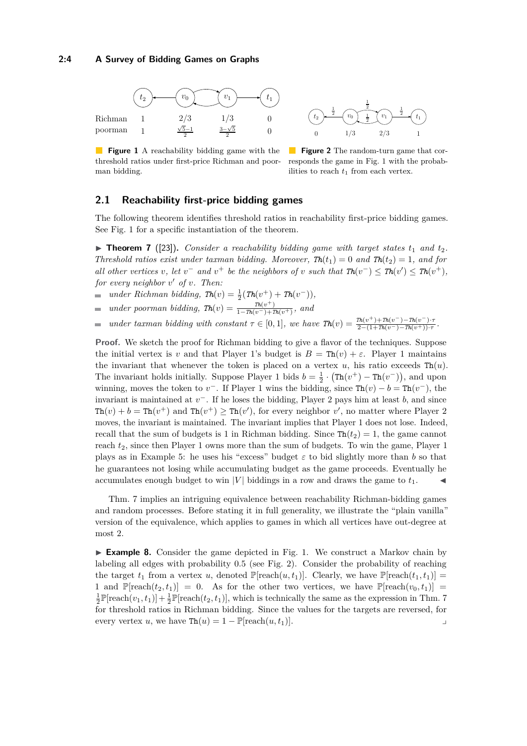| | $t_2$ | $v_0$ | $v_1$ | $t_1$ |
|---|---|---|---|---|
| Richman | 1 | 2/3 | 1/3 | 0 |
| poorman | 1 | $\frac{\sqrt{5}-1}{2}$ | $\frac{3-\sqrt{5}}{2}$ | 0 |

**Figure 1** A reachability bidding game with the threshold ratios under first-price Richman and poorman bidding.

| $t_2$ | $v_0$ | $v_1$ | $t_1$ |
|---|---|---|---|
| 0 | 1/3 | 2/3 | 1 |

**Figure 2** The random-turn game that corresponds the game in Fig. 1 with the probabilities to reach $t_1$ from each vertex.

## 2.1 Reachability first-price bidding games

The following theorem identifies threshold ratios in reachability first-price bidding games. See Fig. 1 for a specific instantiation of the theorem.

▶ **Theorem 7** ([23]). *Consider a reachability bidding game with target states $t_1$ and $t_2$. Threshold ratios exist under taxman bidding. Moreover, $Th(t_1) = 0$ and $Th(t_2) = 1$, and for all other vertices $v$, let $v^-$ and $v^+$ be the neighbors of $v$ such that $Th(v^-) \leq Th(v') \leq Th(v^+)$, for every neighbor $v'$ of $v$. Then:*

- *under Richman bidding, $Th(v) = \frac{1}{2}(Th(v^+) + Th(v^-))$,*
- *under poorman bidding, $Th(v) = \frac{Th(v^+)}{1-Th(v^-)+Th(v^+)}$, and*
- *under taxman bidding with constant $\tau \in [0,1]$, we have $Th(v) = \frac{Th(v^+)+Th(v^-)-Th(v^-)\cdot\tau}{2-(1+Th(v^-)-Th(v^+))\cdot\tau}$.*

**Proof.** We sketch the proof for Richman bidding to give a flavor of the techniques. Suppose the initial vertex is $v$ and that Player 1's budget is $B = \texttt{Th}(v) + \varepsilon$. Player 1 maintains the invariant that whenever the token is placed on a vertex $u$, his ratio exceeds $\texttt{Th}(u)$. The invariant holds initially. Suppose Player 1 bids $b = \frac{1}{2} \cdot \big(\texttt{Th}(v^+) - \texttt{Th}(v^-)\big)$, and upon winning, moves the token to $v^-$. If Player 1 wins the bidding, since $\texttt{Th}(v) - b = \texttt{Th}(v^-)$, the invariant is maintained at $v^-$. If he loses the bidding, Player 2 pays him at least $b$, and since $\texttt{Th}(v) + b = \texttt{Th}(v^+)$ and $\texttt{Th}(v^+) \geq \texttt{Th}(v')$, for every neighbor $v'$, no matter where Player 2 moves, the invariant is maintained. The invariant implies that Player 1 does not lose. Indeed, recall that the sum of budgets is 1 in Richman bidding. Since $\texttt{Th}(t_2) = 1$, the game cannot reach $t_2$, since then Player 1 owns more than the sum of budgets. To win the game, Player 1 plays as in Example 5: he uses his "excess" budget $\varepsilon$ to bid slightly more than $b$ so that he guarantees not losing while accumulating budget as the game proceeds. Eventually he accumulates enough budget to win $|V|$ biddings in a row and draws the game to $t_1$. ◀

Thm. 7 implies an intriguing equivalence between reachability Richman-bidding games and random processes. Before stating it in full generality, we illustrate the "plain vanilla" version of the equivalence, which applies to games in which all vertices have out-degree at most 2.

▶ **Example 8.** Consider the game depicted in Fig. 1. We construct a Markov chain by labeling all edges with probability 0.5 (see Fig. 2). Consider the probability of reaching the target $t_1$ from a vertex $u$, denoted $\mathbb{P}[\text{reach}(u, t_1)]$. Clearly, we have $\mathbb{P}[\text{reach}(t_1, t_1)] = 1$ and $\mathbb{P}[\text{reach}(t_2, t_1)] = 0$. As for the other two vertices, we have $\mathbb{P}[\text{reach}(v_0, t_1)] = \frac{1}{2}\mathbb{P}[\text{reach}(v_1, t_1)] + \frac{1}{2}\mathbb{P}[\text{reach}(t_2, t_1)]$, which is technically the same as the expression in Thm. 7 for threshold ratios in Richman bidding. Since the values for the targets are reversed, for every vertex $u$, we have $\texttt{Th}(u) = 1 - \mathbb{P}[\text{reach}(u, t_1)]$. ⌟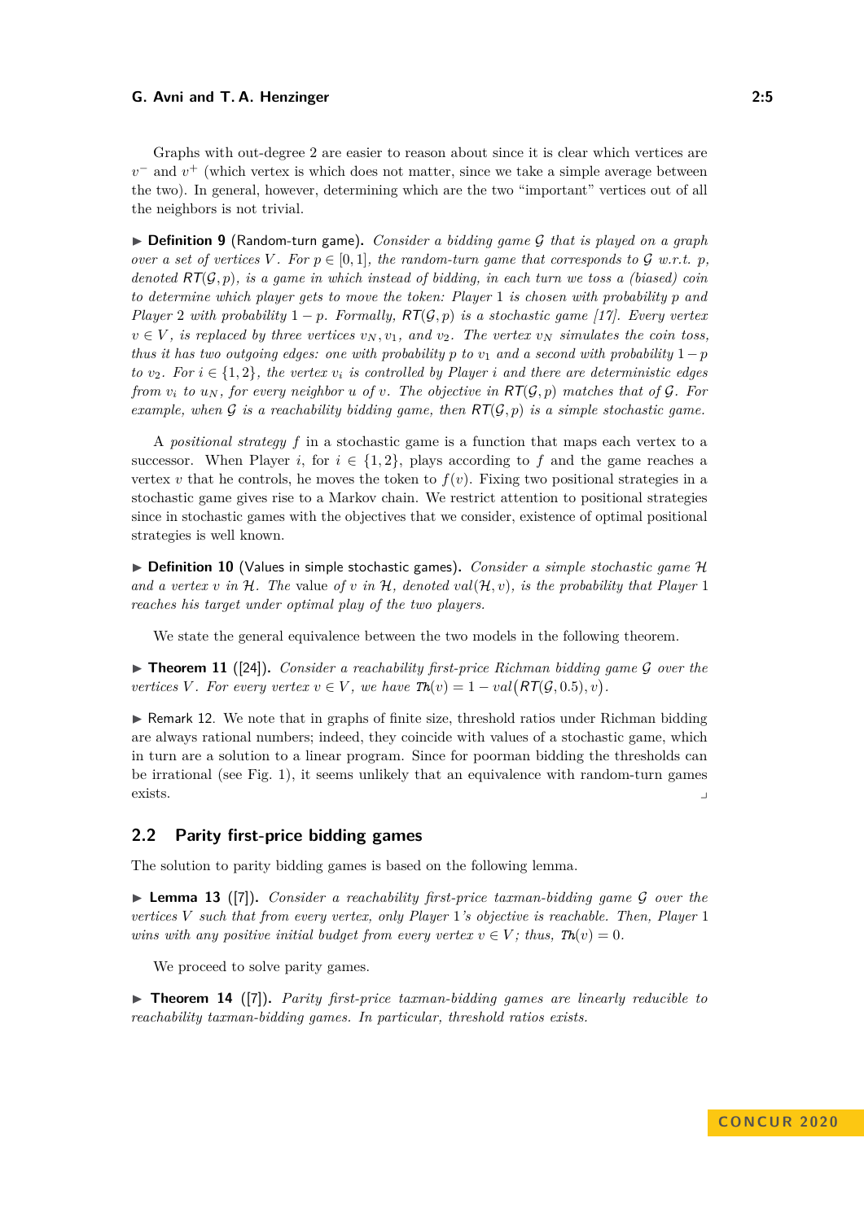Graphs with out-degree 2 are easier to reason about since it is clear which vertices are $v^-$ and $v^+$ (which vertex is which does not matter, since we take a simple average between the two). In general, however, determining which are the two "important" vertices out of all the neighbors is not trivial.

▶ **Definition 9** (Random-turn game). *Consider a bidding game $\mathcal{G}$ that is played on a graph over a set of vertices $V$. For $p \in [0,1]$, the random-turn game that corresponds to $\mathcal{G}$ w.r.t. $p$, denoted $RT(\mathcal{G}, p)$, is a game in which instead of bidding, in each turn we toss a (biased) coin to determine which player gets to move the token: Player 1 is chosen with probability $p$ and Player 2 with probability $1-p$. Formally, $RT(\mathcal{G}, p)$ is a stochastic game [17]. Every vertex $v \in V$, is replaced by three vertices $v_N, v_1$, and $v_2$. The vertex $v_N$ simulates the coin toss, thus it has two outgoing edges: one with probability $p$ to $v_1$ and a second with probability $1-p$ to $v_2$. For $i \in \{1,2\}$, the vertex $v_i$ is controlled by Player $i$ and there are deterministic edges from $v_i$ to $u_N$, for every neighbor $u$ of $v$. The objective in $RT(\mathcal{G}, p)$ matches that of $\mathcal{G}$. For example, when $\mathcal{G}$ is a reachability bidding game, then $RT(\mathcal{G}, p)$ is a simple stochastic game.*

A *positional strategy* $f$ in a stochastic game is a function that maps each vertex to a successor. When Player $i$, for $i \in \{1,2\}$, plays according to $f$ and the game reaches a vertex $v$ that he controls, he moves the token to $f(v)$. Fixing two positional strategies in a stochastic game gives rise to a Markov chain. We restrict attention to positional strategies since in stochastic games with the objectives that we consider, existence of optimal positional strategies is well known.

▶ **Definition 10** (Values in simple stochastic games). *Consider a simple stochastic game $\mathcal{H}$ and a vertex $v$ in $\mathcal{H}$. The* value *of $v$ in $\mathcal{H}$, denoted $val(\mathcal{H}, v)$, is the probability that Player 1 reaches his target under optimal play of the two players.*

We state the general equivalence between the two models in the following theorem.

▶ **Theorem 11** ([24]). *Consider a reachability first-price Richman bidding game $\mathcal{G}$ over the vertices $V$. For every vertex $v \in V$, we have $Th(v) = 1 - val\big(RT(\mathcal{G}, 0.5), v\big)$.*

▶ Remark 12. We note that in graphs of finite size, threshold ratios under Richman bidding are always rational numbers; indeed, they coincide with values of a stochastic game, which in turn are a solution to a linear program. Since for poorman bidding the thresholds can be irrational (see Fig. 1), it seems unlikely that an equivalence with random-turn games exists. ⌟

## 2.2 Parity first-price bidding games

The solution to parity bidding games is based on the following lemma.

▶ **Lemma 13** ([7]). *Consider a reachability first-price taxman-bidding game $\mathcal{G}$ over the vertices $V$ such that from every vertex, only Player 1's objective is reachable. Then, Player 1 wins with any positive initial budget from every vertex $v \in V$; thus, $Th(v) = 0$.*

We proceed to solve parity games.

▶ **Theorem 14** ([7]). *Parity first-price taxman-bidding games are linearly reducible to reachability taxman-bidding games. In particular, threshold ratios exists.*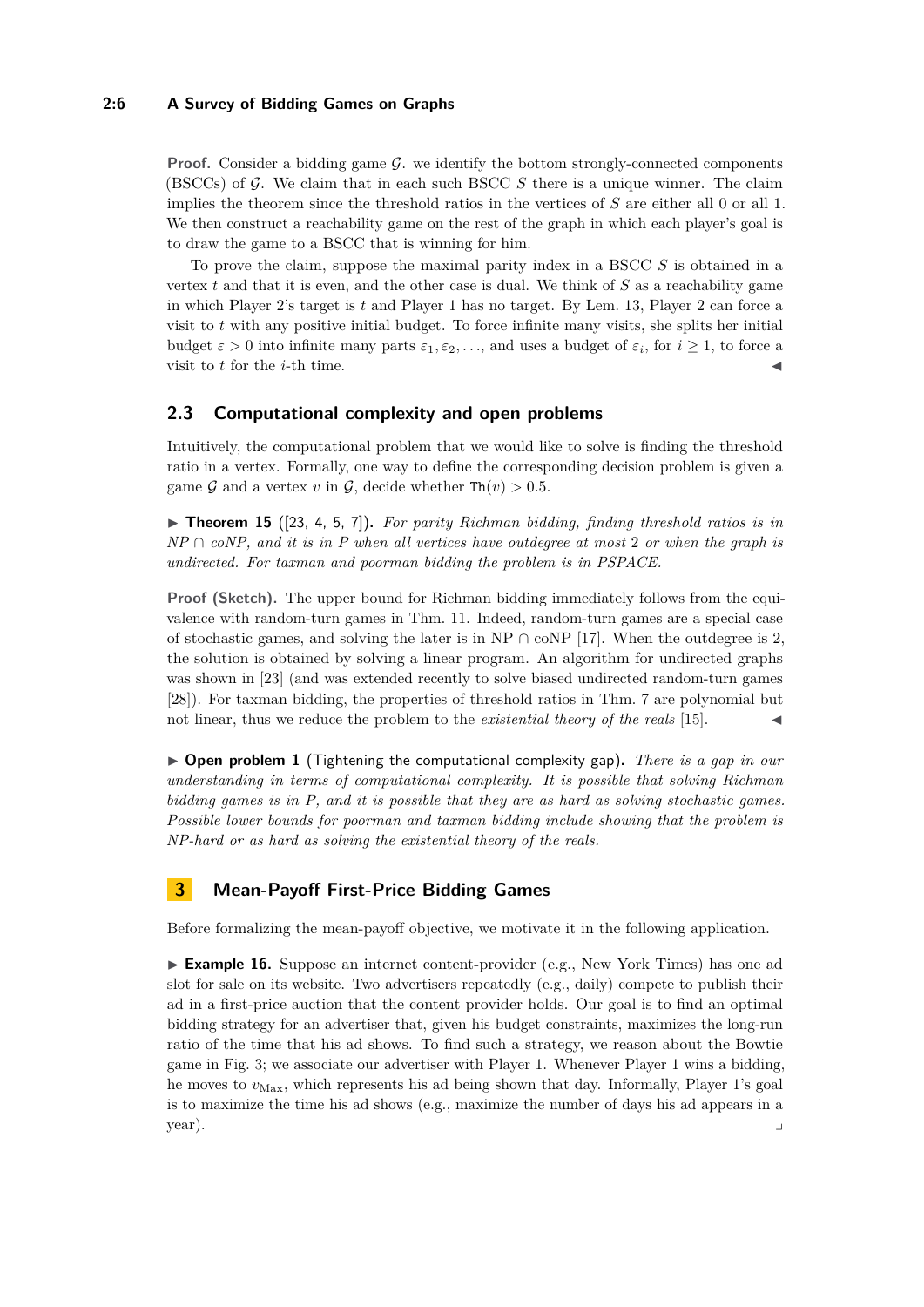**Proof.** Consider a bidding game $\mathcal{G}$. we identify the bottom strongly-connected components (BSCCs) of $\mathcal{G}$. We claim that in each such BSCC $S$ there is a unique winner. The claim implies the theorem since the threshold ratios in the vertices of $S$ are either all 0 or all 1. We then construct a reachability game on the rest of the graph in which each player's goal is to draw the game to a BSCC that is winning for him.

To prove the claim, suppose the maximal parity index in a BSCC $S$ is obtained in a vertex $t$ and that it is even, and the other case is dual. We think of $S$ as a reachability game in which Player 2's target is $t$ and Player 1 has no target. By Lem. 13, Player 2 can force a visit to $t$ with any positive initial budget. To force infinite many visits, she splits her initial budget $\varepsilon > 0$ into infinite many parts $\varepsilon_1, \varepsilon_2, \ldots$, and uses a budget of $\varepsilon_i$, for $i \geq 1$, to force a visit to $t$ for the $i$-th time. ◀

## 2.3 Computational complexity and open problems

Intuitively, the computational problem that we would like to solve is finding the threshold ratio in a vertex. Formally, one way to define the corresponding decision problem is given a game $\mathcal{G}$ and a vertex $v$ in $\mathcal{G}$, decide whether $\mathtt{Th}(v) > 0.5$.

▶ **Theorem 15** ([23, 4, 5, 7])**.** *For parity Richman bidding, finding threshold ratios is in NP ∩ coNP, and it is in P when all vertices have outdegree at most 2 or when the graph is undirected. For taxman and poorman bidding the problem is in PSPACE.*

**Proof (Sketch).** The upper bound for Richman bidding immediately follows from the equivalence with random-turn games in Thm. 11. Indeed, random-turn games are a special case of stochastic games, and solving the later is in NP ∩ coNP [17]. When the outdegree is 2, the solution is obtained by solving a linear program. An algorithm for undirected graphs was shown in [23] (and was extended recently to solve biased undirected random-turn games [28]). For taxman bidding, the properties of threshold ratios in Thm. 7 are polynomial but not linear, thus we reduce the problem to the *existential theory of the reals* [15]. ◀

▶ **Open problem 1** (Tightening the computational complexity gap)**.** *There is a gap in our understanding in terms of computational complexity. It is possible that solving Richman bidding games is in P, and it is possible that they are as hard as solving stochastic games. Possible lower bounds for poorman and taxman bidding include showing that the problem is NP-hard or as hard as solving the existential theory of the reals.*

# 3 Mean-Payoff First-Price Bidding Games

Before formalizing the mean-payoff objective, we motivate it in the following application.

▶ **Example 16.** Suppose an internet content-provider (e.g., New York Times) has one ad slot for sale on its website. Two advertisers repeatedly (e.g., daily) compete to publish their ad in a first-price auction that the content provider holds. Our goal is to find an optimal bidding strategy for an advertiser that, given his budget constraints, maximizes the long-run ratio of the time that his ad shows. To find such a strategy, we reason about the Bowtie game in Fig. 3; we associate our advertiser with Player 1. Whenever Player 1 wins a bidding, he moves to $v_{\text{Max}}$, which represents his ad being shown that day. Informally, Player 1's goal is to maximize the time his ad shows (e.g., maximize the number of days his ad appears in a year). ⌟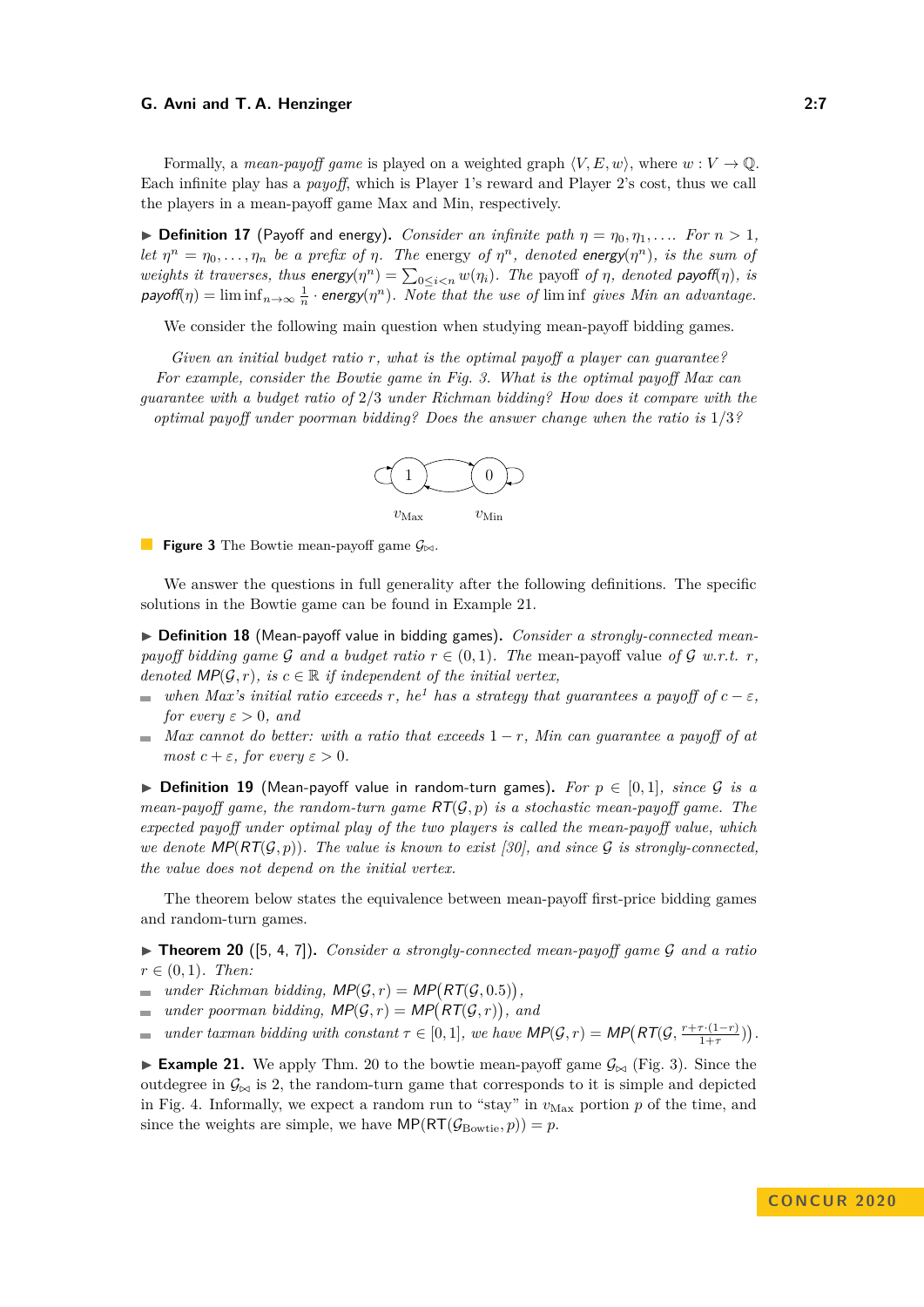Formally, a *mean-payoff game* is played on a weighted graph $\langle V, E, w\rangle$, where $w : V \to \mathbb{Q}$. Each infinite play has a *payoff*, which is Player 1's reward and Player 2's cost, thus we call the players in a mean-payoff game Max and Min, respectively.

▶ **Definition 17** (Payoff and energy)**.** *Consider an infinite path $\eta = \eta_0, \eta_1, \ldots$. For $n > 1$, let $\eta^n = \eta_0, \ldots, \eta_n$ be a prefix of $\eta$. The* energy *of $\eta^n$, denoted $\mathsf{energy}(\eta^n)$, is the sum of weights it traverses, thus $\mathsf{energy}(\eta^n) = \sum_{0 \leq i < n} w(\eta_i)$. The* payoff *of $\eta$, denoted $\mathsf{payoff}(\eta)$, is $\mathsf{payoff}(\eta) = \liminf_{n\to\infty} \frac{1}{n} \cdot \mathsf{energy}(\eta^n)$. Note that the use of $\liminf$ gives Min an advantage.*

We consider the following main question when studying mean-payoff bidding games.

*Given an initial budget ratio $r$, what is the optimal payoff a player can guarantee? For example, consider the Bowtie game in Fig. 3. What is the optimal payoff Max can guarantee with a budget ratio of 2/3 under Richman bidding? How does it compare with the optimal payoff under poorman bidding? Does the answer change when the ratio is 1/3?*

**Figure 3** The Bowtie mean-payoff game $\mathcal{G}_{\bowtie}$.

We answer the questions in full generality after the following definitions. The specific solutions in the Bowtie game can be found in Example 21.

▶ **Definition 18** (Mean-payoff value in bidding games)**.** *Consider a strongly-connected mean-payoff bidding game $\mathcal{G}$ and a budget ratio $r \in (0, 1)$. The* mean-payoff value *of $\mathcal{G}$ w.r.t. $r$, denoted $\mathsf{MP}(\mathcal{G}, r)$, is $c \in \mathbb{R}$ if independent of the initial vertex,*

- *when Max's initial ratio exceeds $r$, he[1] has a strategy that guarantees a payoff of $c - \varepsilon$, for every $\varepsilon > 0$, and*
- *Max cannot do better: with a ratio that exceeds $1 - r$, Min can guarantee a payoff of at most $c + \varepsilon$, for every $\varepsilon > 0$.*

▶ **Definition 19** (Mean-payoff value in random-turn games)**.** *For $p \in [0, 1]$, since $\mathcal{G}$ is a mean-payoff game, the random-turn game $\mathsf{RT}(\mathcal{G}, p)$ is a stochastic mean-payoff game. The expected payoff under optimal play of the two players is called the mean-payoff value, which we denote $\mathsf{MP}(\mathsf{RT}(\mathcal{G}, p))$. The value is known to exist [30], and since $\mathcal{G}$ is strongly-connected, the value does not depend on the initial vertex.*

The theorem below states the equivalence between mean-payoff first-price bidding games and random-turn games.

▶ **Theorem 20** ([5, 4, 7])**.** *Consider a strongly-connected mean-payoff game $\mathcal{G}$ and a ratio $r \in (0, 1)$. Then:*

- *under Richman bidding, $\mathsf{MP}(\mathcal{G}, r) = \mathsf{MP}\big(\mathsf{RT}(\mathcal{G}, 0.5)\big)$,*
- *under poorman bidding, $\mathsf{MP}(\mathcal{G}, r) = \mathsf{MP}\big(\mathsf{RT}(\mathcal{G}, r)\big)$, and*
- *under taxman bidding with constant $\tau \in [0, 1]$, we have $\mathsf{MP}(\mathcal{G}, r) = \mathsf{MP}\big(\mathsf{RT}(\mathcal{G}, \frac{r + \tau \cdot (1-r)}{1+\tau})\big)$.*

▶ **Example 21.** We apply Thm. 20 to the bowtie mean-payoff game $\mathcal{G}_{\bowtie}$ (Fig. 3). Since the outdegree in $\mathcal{G}_{\bowtie}$ is 2, the random-turn game that corresponds to it is simple and depicted in Fig. 4. Informally, we expect a random run to "stay" in $v_{\text{Max}}$ portion $p$ of the time, and since the weights are simple, we have $\mathsf{MP}(\mathsf{RT}(\mathcal{G}_{\text{Bowtie}}, p)) = p$.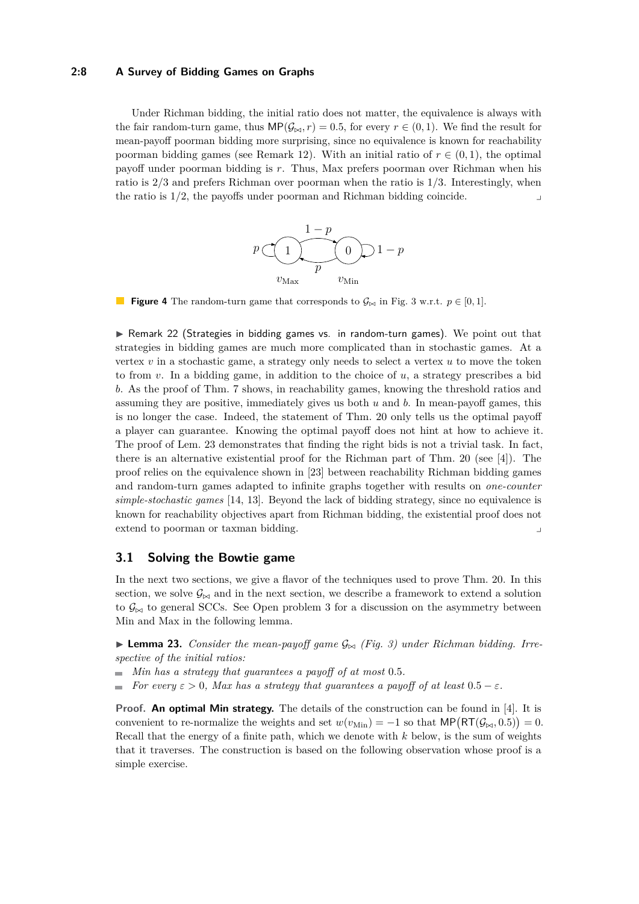Under Richman bidding, the initial ratio does not matter, the equivalence is always with the fair random-turn game, thus $\mathsf{MP}(\mathcal{G}_{\bowtie}, r) = 0.5$, for every $r \in (0,1)$. We find the result for mean-payoff poorman bidding more surprising, since no equivalence is known for reachability poorman bidding games (see Remark 12). With an initial ratio of $r \in (0,1)$, the optimal payoff under poorman bidding is $r$. Thus, Max prefers poorman over Richman when his ratio is $2/3$ and prefers Richman over poorman when the ratio is $1/3$. Interestingly, when the ratio is $1/2$, the payoffs under poorman and Richman bidding coincide. ⌟

**Figure 4** The random-turn game that corresponds to $\mathcal{G}_{\bowtie}$ in Fig. 3 w.r.t. $p \in [0,1]$.

▶ Remark 22 (Strategies in bidding games vs. in random-turn games). We point out that strategies in bidding games are much more complicated than in stochastic games. At a vertex $v$ in a stochastic game, a strategy only needs to select a vertex $u$ to move the token to from $v$. In a bidding game, in addition to the choice of $u$, a strategy prescribes a bid $b$. As the proof of Thm. 7 shows, in reachability games, knowing the threshold ratios and assuming they are positive, immediately gives us both $u$ and $b$. In mean-payoff games, this is no longer the case. Indeed, the statement of Thm. 20 only tells us the optimal payoff a player can guarantee. Knowing the optimal payoff does not hint at how to achieve it. The proof of Lem. 23 demonstrates that finding the right bids is not a trivial task. In fact, there is an alternative existential proof for the Richman part of Thm. 20 (see [4]). The proof relies on the equivalence shown in [23] between reachability Richman bidding games and random-turn games adapted to infinite graphs together with results on *one-counter simple-stochastic games* [14, 13]. Beyond the lack of bidding strategy, since no equivalence is known for reachability objectives apart from Richman bidding, the existential proof does not extend to poorman or taxman bidding. ⌟

## 3.1 Solving the Bowtie game

In the next two sections, we give a flavor of the techniques used to prove Thm. 20. In this section, we solve $\mathcal{G}_{\bowtie}$ and in the next section, we describe a framework to extend a solution to $\mathcal{G}_{\bowtie}$ to general SCCs. See Open problem 3 for a discussion on the asymmetry between Min and Max in the following lemma.

▶ **Lemma 23.** *Consider the mean-payoff game $\mathcal{G}_{\bowtie}$ (Fig. 3) under Richman bidding. Irrespective of the initial ratios:*

- *Min has a strategy that guarantees a payoff of at most $0.5$.*
- *For every $\varepsilon > 0$, Max has a strategy that guarantees a payoff of at least $0.5 - \varepsilon$.*

**Proof.** **An optimal Min strategy.** The details of the construction can be found in [4]. It is convenient to re-normalize the weights and set $w(v_{\text{Min}}) = -1$ so that $\mathsf{MP}\big(\mathsf{RT}(\mathcal{G}_{\bowtie}, 0.5)\big) = 0$. Recall that the energy of a finite path, which we denote with $k$ below, is the sum of weights that it traverses. The construction is based on the following observation whose proof is a simple exercise.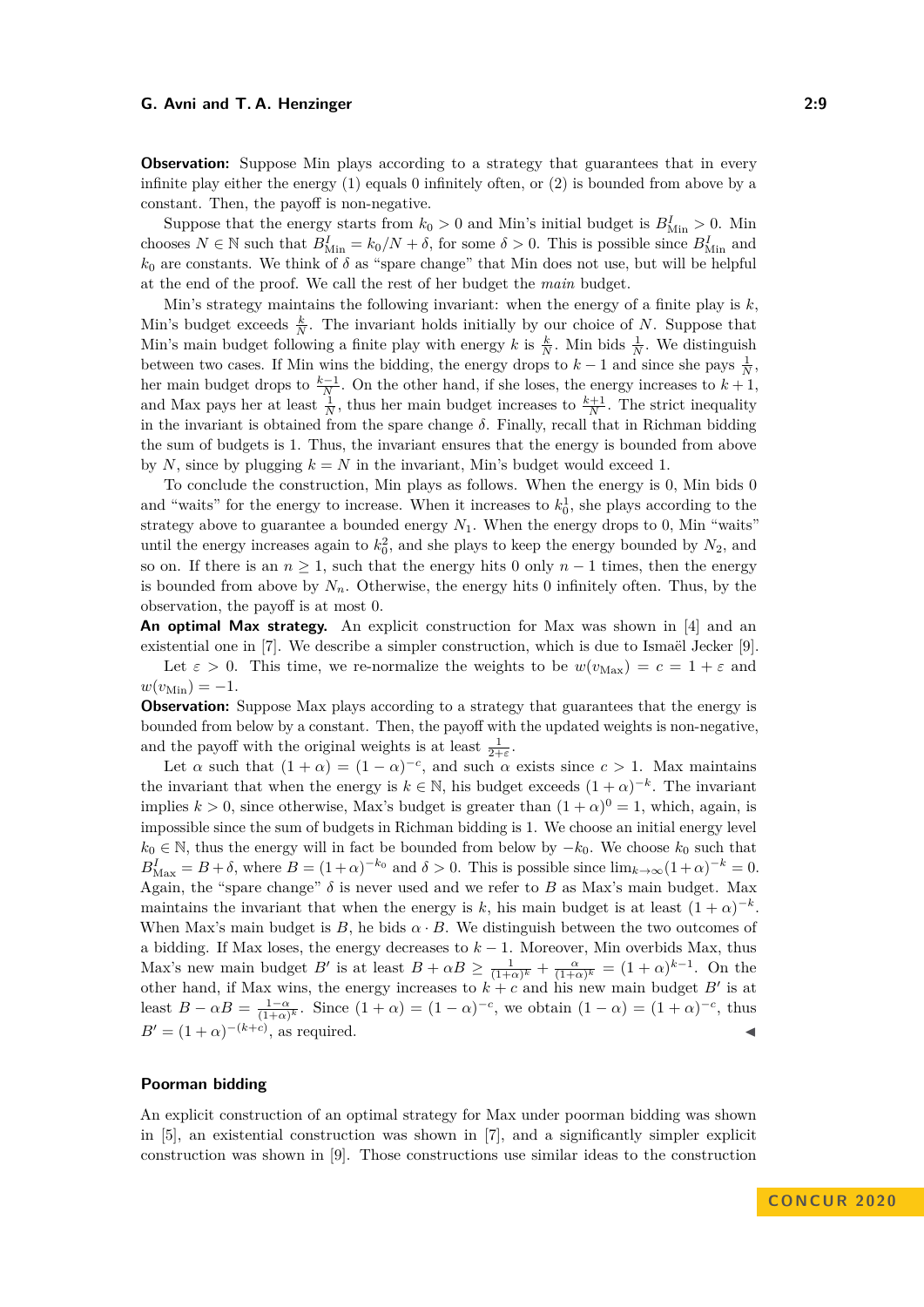**Observation:** Suppose Min plays according to a strategy that guarantees that in every infinite play either the energy (1) equals 0 infinitely often, or (2) is bounded from above by a constant. Then, the payoff is non-negative.

Suppose that the energy starts from $k_0 > 0$ and Min's initial budget is $B^I_{\text{Min}} > 0$. Min chooses $N \in \mathbb{N}$ such that $B^I_{\text{Min}} = k_0/N + \delta$, for some $\delta > 0$. This is possible since $B^I_{\text{Min}}$ and $k_0$ are constants. We think of $\delta$ as "spare change" that Min does not use, but will be helpful at the end of the proof. We call the rest of her budget the *main* budget.

Min's strategy maintains the following invariant: when the energy of a finite play is $k$, Min's budget exceeds $\frac{k}{N}$. The invariant holds initially by our choice of $N$. Suppose that Min's main budget following a finite play with energy $k$ is $\frac{k}{N}$. Min bids $\frac{1}{N}$. We distinguish between two cases. If Min wins the bidding, the energy drops to $k-1$ and since she pays $\frac{1}{N}$, her main budget drops to $\frac{k-1}{N}$. On the other hand, if she loses, the energy increases to $k+1$, and Max pays her at least $\frac{1}{N}$, thus her main budget increases to $\frac{k+1}{N}$. The strict inequality in the invariant is obtained from the spare change $\delta$. Finally, recall that in Richman bidding the sum of budgets is 1. Thus, the invariant ensures that the energy is bounded from above by $N$, since by plugging $k = N$ in the invariant, Min's budget would exceed 1.

To conclude the construction, Min plays as follows. When the energy is 0, Min bids 0 and "waits" for the energy to increase. When it increases to $k^1_0$, she plays according to the strategy above to guarantee a bounded energy $N_1$. When the energy drops to 0, Min "waits" until the energy increases again to $k^2_0$, and she plays to keep the energy bounded by $N_2$, and so on. If there is an $n \geq 1$, such that the energy hits 0 only $n-1$ times, then the energy is bounded from above by $N_n$. Otherwise, the energy hits 0 infinitely often. Thus, by the observation, the payoff is at most 0.

**An optimal Max strategy.** An explicit construction for Max was shown in [4] and an existential one in [7]. We describe a simpler construction, which is due to Ismaël Jecker [9].

Let $\varepsilon > 0$. This time, we re-normalize the weights to be $w(v_{\text{Max}}) = c = 1 + \varepsilon$ and $w(v_{\text{Min}}) = -1$.

**Observation:** Suppose Max plays according to a strategy that guarantees that the energy is bounded from below by a constant. Then, the payoff with the updated weights is non-negative, and the payoff with the original weights is at least $\frac{1}{2+\varepsilon}$.

Let $\alpha$ such that $(1+\alpha) = (1-\alpha)^{-c}$, and such $\alpha$ exists since $c > 1$. Max maintains the invariant that when the energy is $k \in \mathbb{N}$, his budget exceeds $(1+\alpha)^{-k}$. The invariant implies $k > 0$, since otherwise, Max's budget is greater than $(1+\alpha)^0 = 1$, which, again, is impossible since the sum of budgets in Richman bidding is 1. We choose an initial energy level $k_0 \in \mathbb{N}$, thus the energy will in fact be bounded from below by $-k_0$. We choose $k_0$ such that $B^I_{\text{Max}} = B + \delta$, where $B = (1+\alpha)^{-k_0}$ and $\delta > 0$. This is possible since $\lim_{k\to\infty}(1+\alpha)^{-k} = 0$. Again, the "spare change" $\delta$ is never used and we refer to $B$ as Max's main budget. Max maintains the invariant that when the energy is $k$, his main budget is at least $(1+\alpha)^{-k}$. When Max's main budget is $B$, he bids $\alpha \cdot B$. We distinguish between the two outcomes of a bidding. If Max loses, the energy decreases to $k-1$. Moreover, Min overbids Max, thus Max's new main budget $B'$ is at least $B + \alpha B \geq \frac{1}{(1+\alpha)^k} + \frac{\alpha}{(1+\alpha)^k} = (1+\alpha)^{k-1}$. On the other hand, if Max wins, the energy increases to $k + c$ and his new main budget $B'$ is at least $B - \alpha B = \frac{1-\alpha}{(1+\alpha)^k}$. Since $(1+\alpha) = (1-\alpha)^{-c}$, we obtain $(1-\alpha) = (1+\alpha)^{-c}$, thus $B' = (1+\alpha)^{-(k+c)}$, as required. ◀

## Poorman bidding

An explicit construction of an optimal strategy for Max under poorman bidding was shown in [5], an existential construction was shown in [7], and a significantly simpler explicit construction was shown in [9]. Those constructions use similar ideas to the construction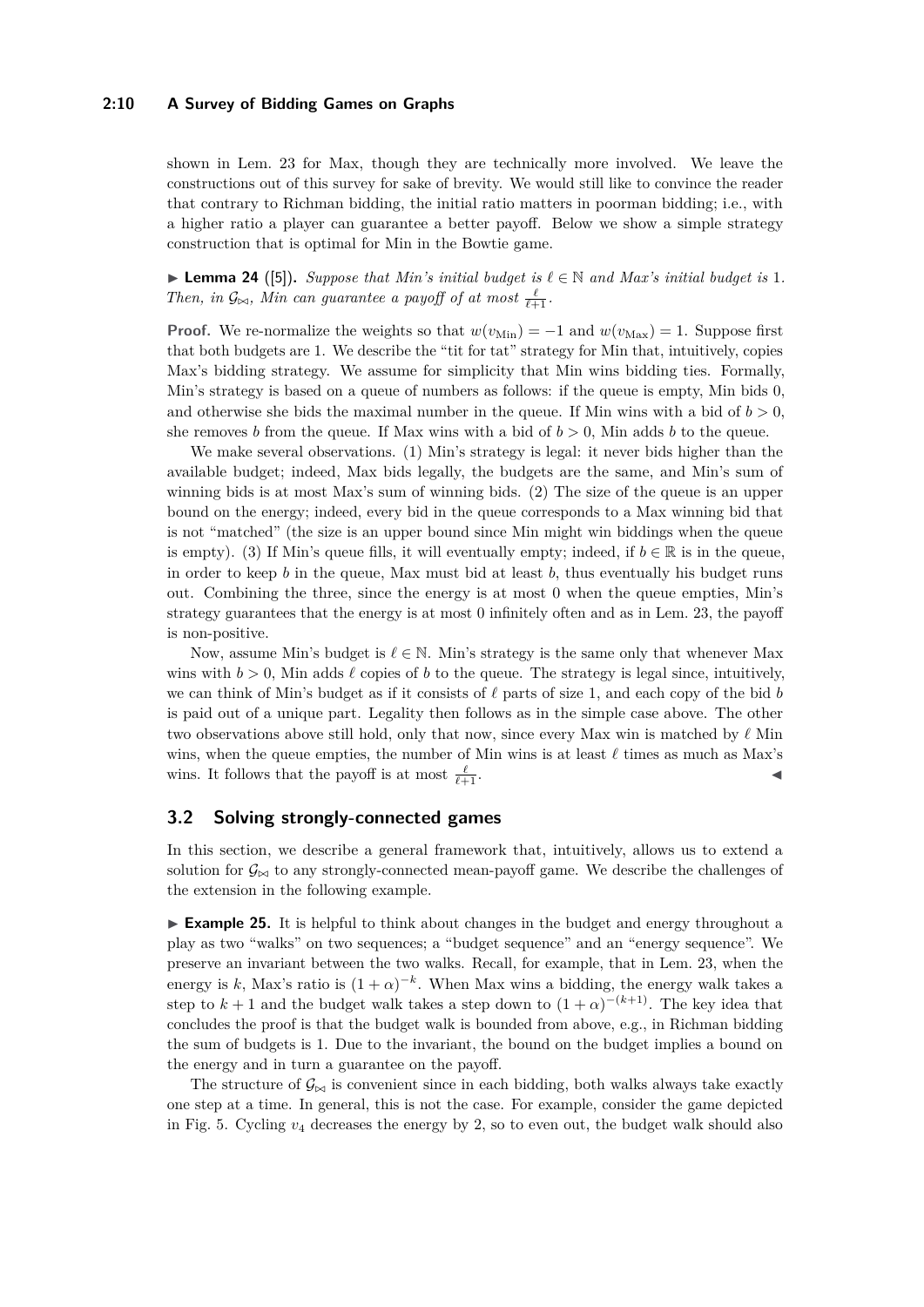shown in Lem. 23 for Max, though they are technically more involved. We leave the constructions out of this survey for sake of brevity. We would still like to convince the reader that contrary to Richman bidding, the initial ratio matters in poorman bidding; i.e., with a higher ratio a player can guarantee a better payoff. Below we show a simple strategy construction that is optimal for Min in the Bowtie game.

▶ **Lemma 24** ([5]). *Suppose that Min's initial budget is $\ell \in \mathbb{N}$ and Max's initial budget is 1. Then, in $\mathcal{G}_{\bowtie}$, Min can guarantee a payoff of at most $\frac{\ell}{\ell+1}$.*

**Proof.** We re-normalize the weights so that $w(v_{\text{Min}}) = -1$ and $w(v_{\text{Max}}) = 1$. Suppose first that both budgets are 1. We describe the "tit for tat" strategy for Min that, intuitively, copies Max's bidding strategy. We assume for simplicity that Min wins bidding ties. Formally, Min's strategy is based on a queue of numbers as follows: if the queue is empty, Min bids 0, and otherwise she bids the maximal number in the queue. If Min wins with a bid of $b > 0$, she removes $b$ from the queue. If Max wins with a bid of $b > 0$, Min adds $b$ to the queue.

We make several observations. (1) Min's strategy is legal: it never bids higher than the available budget; indeed, Max bids legally, the budgets are the same, and Min's sum of winning bids is at most Max's sum of winning bids. (2) The size of the queue is an upper bound on the energy; indeed, every bid in the queue corresponds to a Max winning bid that is not "matched" (the size is an upper bound since Min might win biddings when the queue is empty). (3) If Min's queue fills, it will eventually empty; indeed, if $b \in \mathbb{R}$ is in the queue, in order to keep $b$ in the queue, Max must bid at least $b$, thus eventually his budget runs out. Combining the three, since the energy is at most 0 when the queue empties, Min's strategy guarantees that the energy is at most 0 infinitely often and as in Lem. 23, the payoff is non-positive.

Now, assume Min's budget is $\ell \in \mathbb{N}$. Min's strategy is the same only that whenever Max wins with $b > 0$, Min adds $\ell$ copies of $b$ to the queue. The strategy is legal since, intuitively, we can think of Min's budget as if it consists of $\ell$ parts of size 1, and each copy of the bid $b$ is paid out of a unique part. Legality then follows as in the simple case above. The other two observations above still hold, only that now, since every Max win is matched by $\ell$ Min wins, when the queue empties, the number of Min wins is at least $\ell$ times as much as Max's wins. It follows that the payoff is at most $\frac{\ell}{\ell+1}$. ◀

## 3.2 Solving strongly-connected games

In this section, we describe a general framework that, intuitively, allows us to extend a solution for $\mathcal{G}_{\bowtie}$ to any strongly-connected mean-payoff game. We describe the challenges of the extension in the following example.

▶ **Example 25.** It is helpful to think about changes in the budget and energy throughout a play as two "walks" on two sequences; a "budget sequence" and an "energy sequence". We preserve an invariant between the two walks. Recall, for example, that in Lem. 23, when the energy is $k$, Max's ratio is $(1+\alpha)^{-k}$. When Max wins a bidding, the energy walk takes a step to $k+1$ and the budget walk takes a step down to $(1+\alpha)^{-(k+1)}$. The key idea that concludes the proof is that the budget walk is bounded from above, e.g., in Richman bidding the sum of budgets is 1. Due to the invariant, the bound on the budget implies a bound on the energy and in turn a guarantee on the payoff.

The structure of $\mathcal{G}_{\bowtie}$ is convenient since in each bidding, both walks always take exactly one step at a time. In general, this is not the case. For example, consider the game depicted in Fig. 5. Cycling $v_4$ decreases the energy by 2, so to even out, the budget walk should also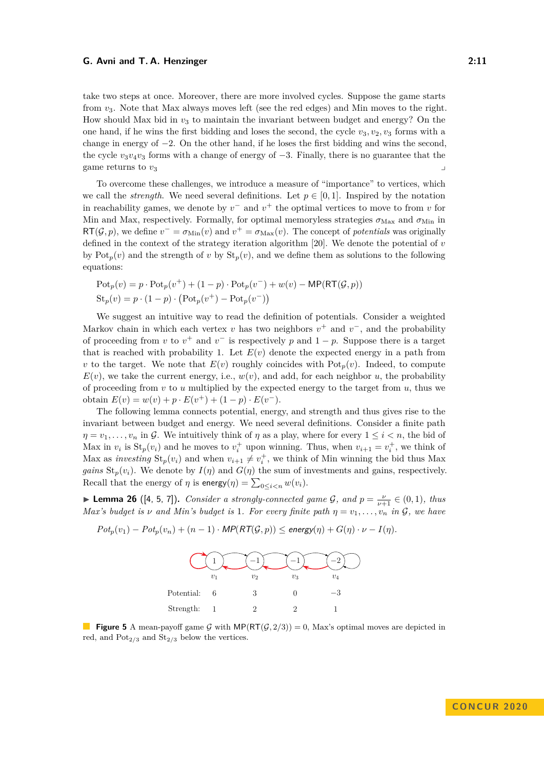take two steps at once. Moreover, there are more involved cycles. Suppose the game starts from $v_3$. Note that Max always moves left (see the red edges) and Min moves to the right. How should Max bid in $v_3$ to maintain the invariant between budget and energy? On the one hand, if he wins the first bidding and loses the second, the cycle $v_3, v_2, v_3$ forms with a change in energy of $-2$. On the other hand, if he loses the first bidding and wins the second, the cycle $v_3 v_4 v_3$ forms with a change of energy of $-3$. Finally, there is no guarantee that the game returns to $v_3$ ⌟

To overcome these challenges, we introduce a measure of "importance" to vertices, which we call the *strength*. We need several definitions. Let $p \in [0,1]$. Inspired by the notation in reachability games, we denote by $v^-$ and $v^+$ the optimal vertices to move to from $v$ for Min and Max, respectively. Formally, for optimal memoryless strategies $\sigma_{\text{Max}}$ and $\sigma_{\text{Min}}$ in $\mathsf{RT}(\mathcal{G}, p)$, we define $v^- = \sigma_{\text{Min}}(v)$ and $v^+ = \sigma_{\text{Max}}(v)$. The concept of *potentials* was originally defined in the context of the strategy iteration algorithm [20]. We denote the potential of $v$ by $\text{Pot}_p(v)$ and the strength of $v$ by $\text{St}_p(v)$, and we define them as solutions to the following equations:

$$\text{Pot}_p(v) = p \cdot \text{Pot}_p(v^+) + (1-p) \cdot \text{Pot}_p(v^-) + w(v) - \mathsf{MP}(\mathsf{RT}(\mathcal{G}, p))$$
$$\text{St}_p(v) = p \cdot (1-p) \cdot \big(\text{Pot}_p(v^+) - \text{Pot}_p(v^-)\big)$$

We suggest an intuitive way to read the definition of potentials. Consider a weighted Markov chain in which each vertex $v$ has two neighbors $v^+$ and $v^-$, and the probability of proceeding from $v$ to $v^+$ and $v^-$ is respectively $p$ and $1-p$. Suppose there is a target that is reached with probability 1. Let $E(v)$ denote the expected energy in a path from $v$ to the target. We note that $E(v)$ roughly coincides with $\text{Pot}_p(v)$. Indeed, to compute $E(v)$, we take the current energy, i.e., $w(v)$, and add, for each neighbor $u$, the probability of proceeding from $v$ to $u$ multiplied by the expected energy to the target from $u$, thus we obtain $E(v) = w(v) + p \cdot E(v^+) + (1-p) \cdot E(v^-)$.

The following lemma connects potential, energy, and strength and thus gives rise to the invariant between budget and energy. We need several definitions. Consider a finite path $\eta = v_1, \ldots, v_n$ in $\mathcal{G}$. We intuitively think of $\eta$ as a play, where for every $1 \leq i < n$, the bid of Max in $v_i$ is $\text{St}_p(v_i)$ and he moves to $v_i^+$ upon winning. Thus, when $v_{i+1} = v_i^+$, we think of Max as *investing* $\text{St}_p(v_i)$ and when $v_{i+1} \neq v_i^+$, we think of Min winning the bid thus Max *gains* $\text{St}_p(v_i)$. We denote by $I(\eta)$ and $G(\eta)$ the sum of investments and gains, respectively. Recall that the energy of $\eta$ is $\mathsf{energy}(\eta) = \sum_{0 \leq i < n} w(v_i)$.

▶ **Lemma 26** ([4, 5, 7]). *Consider a strongly-connected game $\mathcal{G}$, and $p = \frac{\nu}{\nu+1} \in (0,1)$, thus Max's budget is $\nu$ and Min's budget is 1. For every finite path $\eta = v_1, \ldots, v_n$ in $\mathcal{G}$, we have*

$$Pot_p(v_1) - Pot_p(v_n) + (n-1) \cdot MP(RT(\mathcal{G}, p)) \leq \mathit{energy}(\eta) + G(\eta) \cdot \nu - I(\eta).$$

| | $v_1$ | $v_2$ | $v_3$ | $v_4$ |
|---|---|---|---|---|
| Weight | 1 | −1 | −1 | −2 |
| Potential: | 6 | 3 | 0 | −3 |
| Strength: | 1 | 2 | 2 | 1 |

**Figure 5** A mean-payoff game $\mathcal{G}$ with $\mathsf{MP}(\mathsf{RT}(\mathcal{G}, 2/3)) = 0$, Max's optimal moves are depicted in red, and $\text{Pot}_{2/3}$ and $\text{St}_{2/3}$ below the vertices.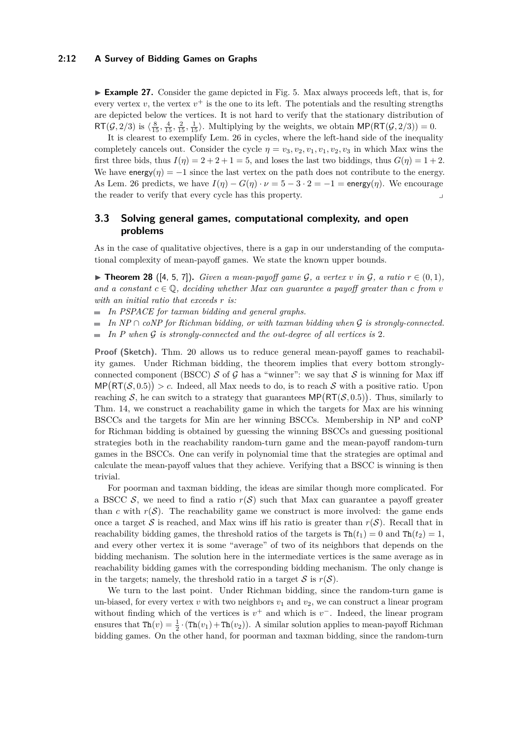▶ **Example 27.** Consider the game depicted in Fig. 5. Max always proceeds left, that is, for every vertex $v$, the vertex $v^+$ is the one to its left. The potentials and the resulting strengths are depicted below the vertices. It is not hard to verify that the stationary distribution of $\mathsf{RT}(\mathcal{G}, 2/3)$ is $\langle \frac{8}{15}, \frac{4}{15}, \frac{2}{15}, \frac{1}{15} \rangle$. Multiplying by the weights, we obtain $\mathsf{MP}(\mathsf{RT}(\mathcal{G}, 2/3)) = 0$.

It is clearest to exemplify Lem. 26 in cycles, where the left-hand side of the inequality completely cancels out. Consider the cycle $\eta = v_3, v_2, v_1, v_1, v_2, v_3$ in which Max wins the first three bids, thus $I(\eta) = 2 + 2 + 1 = 5$, and loses the last two biddings, thus $G(\eta) = 1 + 2$. We have $\mathsf{energy}(\eta) = -1$ since the last vertex on the path does not contribute to the energy. As Lem. 26 predicts, we have $I(\eta) - G(\eta) \cdot \nu = 5 - 3 \cdot 2 = -1 = \mathsf{energy}(\eta)$. We encourage the reader to verify that every cycle has this property. ⌟

## 3.3 Solving general games, computational complexity, and open problems

As in the case of qualitative objectives, there is a gap in our understanding of the computational complexity of mean-payoff games. We state the known upper bounds.

▶ **Theorem 28** ([4, 5, 7]). *Given a mean-payoff game $\mathcal{G}$, a vertex $v$ in $\mathcal{G}$, a ratio $r \in (0, 1)$, and a constant $c \in \mathbb{Q}$, deciding whether Max can guarantee a payoff greater than $c$ from $v$ with an initial ratio that exceeds $r$ is:*

- *In PSPACE for taxman bidding and general graphs.*
- *In NP ∩ coNP for Richman bidding, or with taxman bidding when $\mathcal{G}$ is strongly-connected.*
- *In P when $\mathcal{G}$ is strongly-connected and the out-degree of all vertices is 2.*

**Proof (Sketch).** Thm. 20 allows us to reduce general mean-payoff games to reachability games. Under Richman bidding, the theorem implies that every bottom strongly-connected component (BSCC) $\mathcal{S}$ of $\mathcal{G}$ has a "winner": we say that $\mathcal{S}$ is winning for Max iff $\mathsf{MP}\big(\mathsf{RT}(\mathcal{S}, 0.5)\big) > c$. Indeed, all Max needs to do, is to reach $\mathcal{S}$ with a positive ratio. Upon reaching $\mathcal{S}$, he can switch to a strategy that guarantees $\mathsf{MP}\big(\mathsf{RT}(\mathcal{S}, 0.5)\big)$. Thus, similarly to Thm. 14, we construct a reachability game in which the targets for Max are his winning BSCCs and the targets for Min are her winning BSCCs. Membership in NP and coNP for Richman bidding is obtained by guessing the winning BSCCs and guessing positional strategies both in the reachability random-turn game and the mean-payoff random-turn games in the BSCCs. One can verify in polynomial time that the strategies are optimal and calculate the mean-payoff values that they achieve. Verifying that a BSCC is winning is then trivial.

For poorman and taxman bidding, the ideas are similar though more complicated. For a BSCC $\mathcal{S}$, we need to find a ratio $r(\mathcal{S})$ such that Max can guarantee a payoff greater than $c$ with $r(\mathcal{S})$. The reachability game we construct is more involved: the game ends once a target $\mathcal{S}$ is reached, and Max wins iff his ratio is greater than $r(\mathcal{S})$. Recall that in reachability bidding games, the threshold ratios of the targets is $\mathtt{Th}(t_1) = 0$ and $\mathtt{Th}(t_2) = 1$, and every other vertex it is some "average" of two of its neighbors that depends on the bidding mechanism. The solution here in the intermediate vertices is the same average as in reachability bidding games with the corresponding bidding mechanism. The only change is in the targets; namely, the threshold ratio in a target $\mathcal{S}$ is $r(\mathcal{S})$.

We turn to the last point. Under Richman bidding, since the random-turn game is un-biased, for every vertex $v$ with two neighbors $v_1$ and $v_2$, we can construct a linear program without finding which of the vertices is $v^+$ and which is $v^-$. Indeed, the linear program ensures that $\mathtt{Th}(v) = \frac{1}{2} \cdot (\mathtt{Th}(v_1) + \mathtt{Th}(v_2))$. A similar solution applies to mean-payoff Richman bidding games. On the other hand, for poorman and taxman bidding, since the random-turn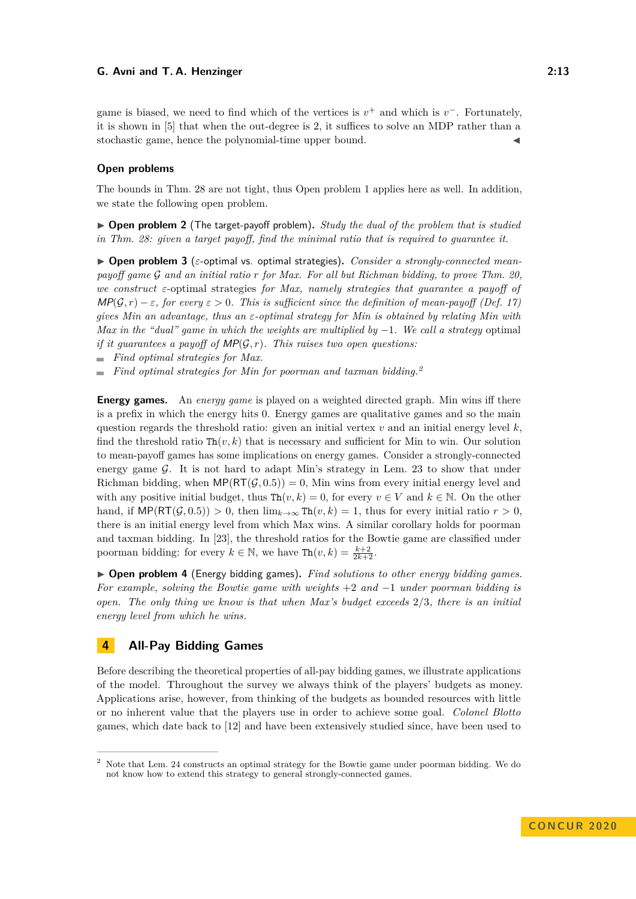game is biased, we need to find which of the vertices is $v^+$ and which is $v^-$. Fortunately, it is shown in [5] that when the out-degree is 2, it suffices to solve an MDP rather than a stochastic game, hence the polynomial-time upper bound. ◀

### Open problems

The bounds in Thm. 28 are not tight, thus Open problem 1 applies here as well. In addition, we state the following open problem.

▶ **Open problem 2** (The target-payoff problem)**.** *Study the dual of the problem that is studied in Thm. 28: given a target payoff, find the minimal ratio that is required to guarantee it.*

▶ **Open problem 3** ($\varepsilon$-optimal vs. optimal strategies)**.** *Consider a strongly-connected mean-payoff game $\mathcal{G}$ and an initial ratio $r$ for Max. For all but Richman bidding, to prove Thm. 20, we construct $\varepsilon$-optimal strategies for Max, namely strategies that guarantee a payoff of $\mathsf{MP}(\mathcal{G}, r) - \varepsilon$, for every $\varepsilon > 0$. This is sufficient since the definition of mean-payoff (Def. 17) gives Min an advantage, thus an $\varepsilon$-optimal strategy for Min is obtained by relating Min with Max in the "dual" game in which the weights are multiplied by $-1$. We call a strategy* optimal *if it guarantees a payoff of $\mathsf{MP}(\mathcal{G}, r)$. This raises two open questions:*

- *Find optimal strategies for Max.*
- *Find optimal strategies for Min for poorman and taxman bidding.*[2]

**Energy games.** An *energy game* is played on a weighted directed graph. Min wins iff there is a prefix in which the energy hits 0. Energy games are qualitative games and so the main question regards the threshold ratio: given an initial vertex $v$ and an initial energy level $k$, find the threshold ratio $\mathtt{Th}(v, k)$ that is necessary and sufficient for Min to win. Our solution to mean-payoff games has some implications on energy games. Consider a strongly-connected energy game $\mathcal{G}$. It is not hard to adapt Min's strategy in Lem. 23 to show that under Richman bidding, when $\mathsf{MP}(\mathsf{RT}(\mathcal{G}, 0.5)) = 0$, Min wins from every initial energy level and with any positive initial budget, thus $\mathtt{Th}(v, k) = 0$, for every $v \in V$ and $k \in \mathbb{N}$. On the other hand, if $\mathsf{MP}(\mathsf{RT}(\mathcal{G}, 0.5)) > 0$, then $\lim_{k \to \infty} \mathtt{Th}(v, k) = 1$, thus for every initial ratio $r > 0$, there is an initial energy level from which Max wins. A similar corollary holds for poorman and taxman bidding. In [23], the threshold ratios for the Bowtie game are classified under poorman bidding: for every $k \in \mathbb{N}$, we have $\mathtt{Th}(v, k) = \frac{k+2}{2k+2}$.

▶ **Open problem 4** (Energy bidding games)**.** *Find solutions to other energy bidding games. For example, solving the Bowtie game with weights $+2$ and $-1$ under poorman bidding is open. The only thing we know is that when Max's budget exceeds $2/3$, there is an initial energy level from which he wins.*

## 4 All-Pay Bidding Games

Before describing the theoretical properties of all-pay bidding games, we illustrate applications of the model. Throughout the survey we always think of the players' budgets as money. Applications arise, however, from thinking of the budgets as bounded resources with little or no inherent value that the players use in order to achieve some goal. *Colonel Blotto* games, which date back to [12] and have been extensively studied since, have been used to

---

[2] Note that Lem. 24 constructs an optimal strategy for the Bowtie game under poorman bidding. We do not know how to extend this strategy to general strongly-connected games.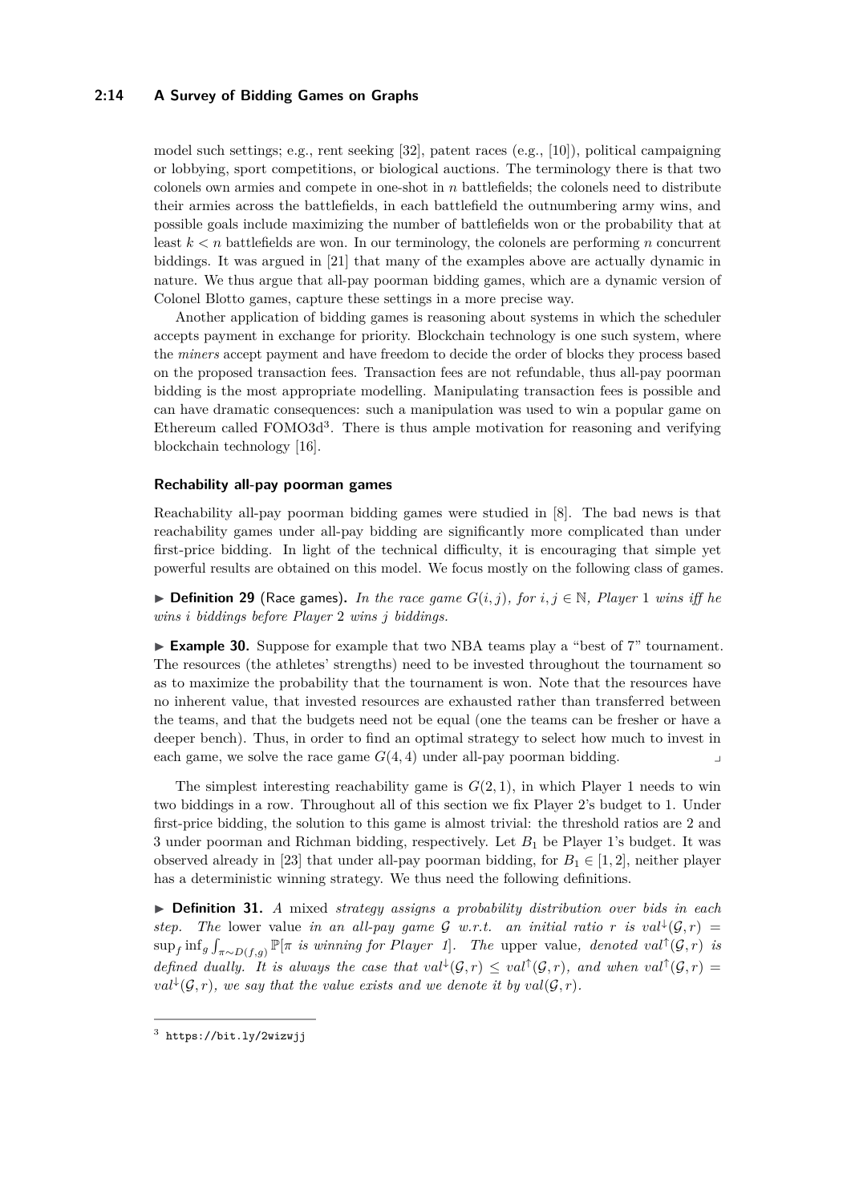model such settings; e.g., rent seeking [32], patent races (e.g., [10]), political campaigning or lobbying, sport competitions, or biological auctions. The terminology there is that two colonels own armies and compete in one-shot in $n$ battlefields; the colonels need to distribute their armies across the battlefields, in each battlefield the outnumbering army wins, and possible goals include maximizing the number of battlefields won or the probability that at least $k < n$ battlefields are won. In our terminology, the colonels are performing $n$ concurrent biddings. It was argued in [21] that many of the examples above are actually dynamic in nature. We thus argue that all-pay poorman bidding games, which are a dynamic version of Colonel Blotto games, capture these settings in a more precise way.

Another application of bidding games is reasoning about systems in which the scheduler accepts payment in exchange for priority. Blockchain technology is one such system, where the *miners* accept payment and have freedom to decide the order of blocks they process based on the proposed transaction fees. Transaction fees are not refundable, thus all-pay poorman bidding is the most appropriate modelling. Manipulating transaction fees is possible and can have dramatic consequences: such a manipulation was used to win a popular game on Ethereum called FOMO3d[3]. There is thus ample motivation for reasoning and verifying blockchain technology [16].

### Rechability all-pay poorman games

Reachability all-pay poorman bidding games were studied in [8]. The bad news is that reachability games under all-pay bidding are significantly more complicated than under first-price bidding. In light of the technical difficulty, it is encouraging that simple yet powerful results are obtained on this model. We focus mostly on the following class of games.

▶ **Definition 29** (Race games)**.** *In the race game $G(i, j)$, for $i, j \in \mathbb{N}$, Player 1 wins iff he wins $i$ biddings before Player 2 wins $j$ biddings.*

▶ **Example 30.** Suppose for example that two NBA teams play a "best of 7" tournament. The resources (the athletes' strengths) need to be invested throughout the tournament so as to maximize the probability that the tournament is won. Note that the resources have no inherent value, that invested resources are exhausted rather than transferred between the teams, and that the budgets need not be equal (one the teams can be fresher or have a deeper bench). Thus, in order to find an optimal strategy to select how much to invest in each game, we solve the race game $G(4, 4)$ under all-pay poorman bidding. ⌟

The simplest interesting reachability game is $G(2, 1)$, in which Player 1 needs to win two biddings in a row. Throughout all of this section we fix Player 2's budget to 1. Under first-price bidding, the solution to this game is almost trivial: the threshold ratios are 2 and 3 under poorman and Richman bidding, respectively. Let $B_1$ be Player 1's budget. It was observed already in [23] that under all-pay poorman bidding, for $B_1 \in [1, 2]$, neither player has a deterministic winning strategy. We thus need the following definitions.

▶ **Definition 31.** *A* mixed *strategy assigns a probability distribution over bids in each step. The* lower value *in an all-pay game $\mathcal{G}$ w.r.t. an initial ratio $r$ is $val^{\downarrow}(\mathcal{G}, r) = \sup_f \inf_g \int_{\pi \sim D(f,g)} \mathbb{P}[\pi$ is winning for Player 1$]$. The* upper value*, denoted $val^{\uparrow}(\mathcal{G}, r)$ is defined dually. It is always the case that $val^{\downarrow}(\mathcal{G}, r) \leq val^{\uparrow}(\mathcal{G}, r)$, and when $val^{\uparrow}(\mathcal{G}, r) = val^{\downarrow}(\mathcal{G}, r)$, we say that the value exists and we denote it by $val(\mathcal{G}, r)$.*

---

[3] https://bit.ly/2wizwjj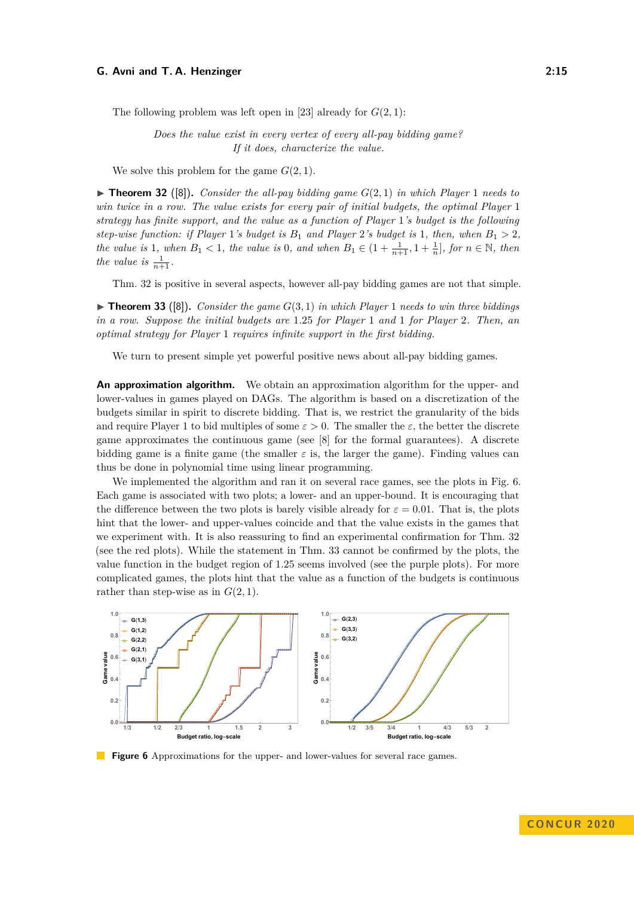The following problem was left open in [23] already for $G(2, 1)$:

*Does the value exist in every vertex of every all-pay bidding game?*
*If it does, characterize the value.*

We solve this problem for the game $G(2, 1)$.

▶ **Theorem 32** ([8]). *Consider the all-pay bidding game $G(2, 1)$ in which Player 1 needs to win twice in a row. The value exists for every pair of initial budgets, the optimal Player 1 strategy has finite support, and the value as a function of Player 1's budget is the following step-wise function: if Player 1's budget is $B_1$ and Player 2's budget is 1, then, when $B_1 > 2$, the value is 1, when $B_1 < 1$, the value is 0, and when $B_1 \in (1 + \frac{1}{n+1}, 1 + \frac{1}{n}]$, for $n \in \mathbb{N}$, then the value is $\frac{1}{n+1}$.*

Thm. 32 is positive in several aspects, however all-pay bidding games are not that simple.

▶ **Theorem 33** ([8]). *Consider the game $G(3, 1)$ in which Player 1 needs to win three biddings in a row. Suppose the initial budgets are 1.25 for Player 1 and 1 for Player 2. Then, an optimal strategy for Player 1 requires infinite support in the first bidding.*

We turn to present simple yet powerful positive news about all-pay bidding games.

**An approximation algorithm.** We obtain an approximation algorithm for the upper- and lower-values in games played on DAGs. The algorithm is based on a discretization of the budgets similar in spirit to discrete bidding. That is, we restrict the granularity of the bids and require Player 1 to bid multiples of some $\varepsilon > 0$. The smaller the $\varepsilon$, the better the discrete game approximates the continuous game (see [8] for the formal guarantees). A discrete bidding game is a finite game (the smaller $\varepsilon$ is, the larger the game). Finding values can thus be done in polynomial time using linear programming.

We implemented the algorithm and ran it on several race games, see the plots in Fig. 6. Each game is associated with two plots; a lower- and an upper-bound. It is encouraging that the difference between the two plots is barely visible already for $\varepsilon = 0.01$. That is, the plots hint that the lower- and upper-values coincide and that the value exists in the games that we experiment with. It is also reassuring to find an experimental confirmation for Thm. 32 (see the red plots). While the statement in Thm. 33 cannot be confirmed by the plots, the value function in the budget region of 1.25 seems involved (see the purple plots). For more complicated games, the plots hint that the value as a function of the budgets is continuous rather than step-wise as in $G(2, 1)$.

**Figure 6** Approximations for the upper- and lower-values for several race games.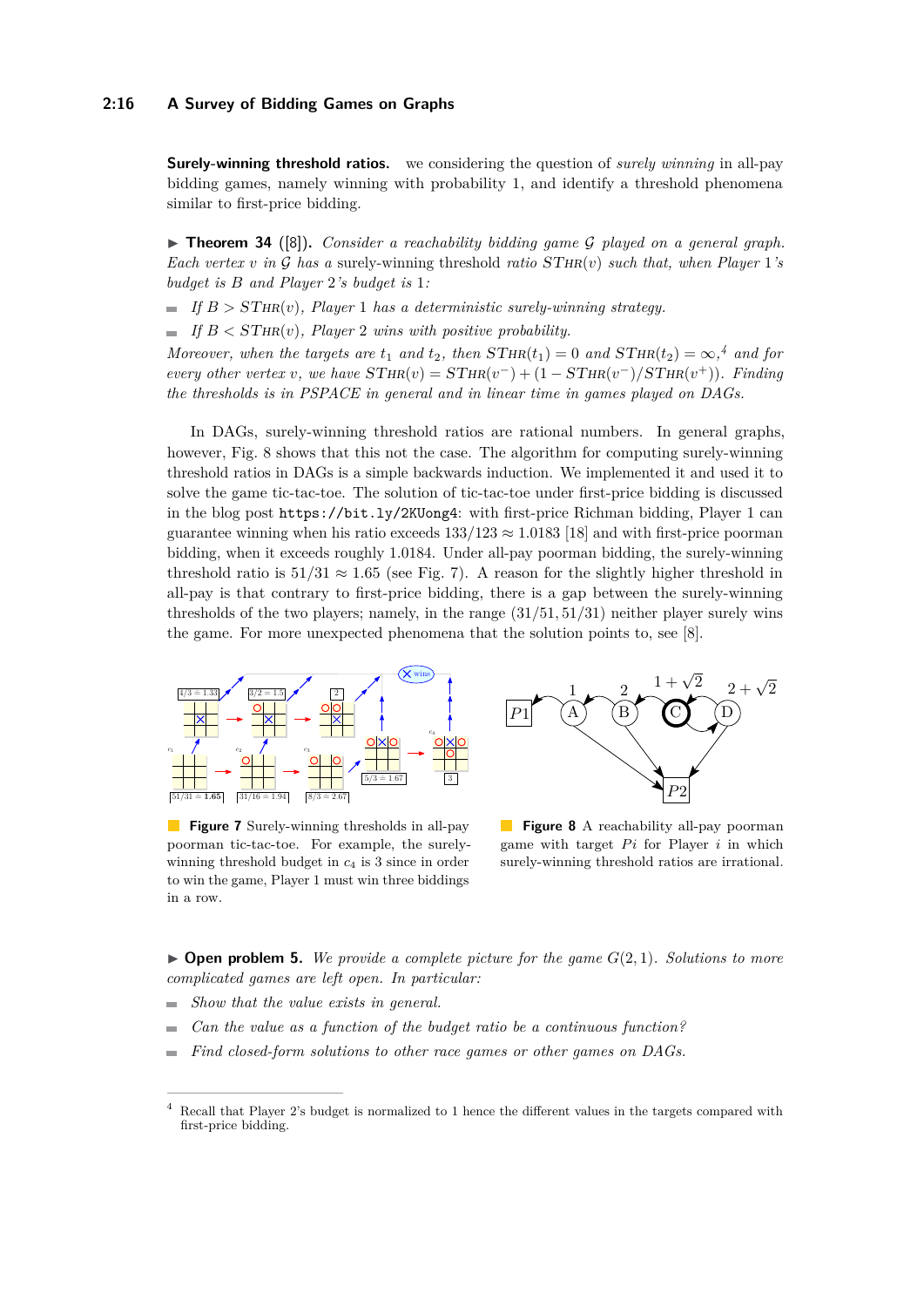**Surely-winning threshold ratios.** we considering the question of *surely winning* in all-pay bidding games, namely winning with probability 1, and identify a threshold phenomena similar to first-price bidding.

▶ **Theorem 34** ([8]). *Consider a reachability bidding game $\mathcal{G}$ played on a general graph. Each vertex $v$ in $\mathcal{G}$ has a* surely-winning threshold *ratio $S\text{THR}(v)$ such that, when Player 1's budget is $B$ and Player 2's budget is 1:*

- *If $B > S\text{THR}(v)$, Player 1 has a deterministic surely-winning strategy.*
- *If $B < S\text{THR}(v)$, Player 2 wins with positive probability.*

*Moreover, when the targets are $t_1$ and $t_2$, then $S\text{THR}(t_1) = 0$ and $S\text{THR}(t_2) = \infty$,[4] and for every other vertex $v$, we have $S\text{THR}(v) = S\text{THR}(v^-) + (1 - S\text{THR}(v^-)/S\text{THR}(v^+))$. Finding the thresholds is in PSPACE in general and in linear time in games played on DAGs.*

In DAGs, surely-winning threshold ratios are rational numbers. In general graphs, however, Fig. 8 shows that this not the case. The algorithm for computing surely-winning threshold ratios in DAGs is a simple backwards induction. We implemented it and used it to solve the game tic-tac-toe. The solution of tic-tac-toe under first-price bidding is discussed in the blog post `https://bit.ly/2KUong4`: with first-price Richman bidding, Player 1 can guarantee winning when his ratio exceeds $133/123 \approx 1.0183$ [18] and with first-price poorman bidding, when it exceeds roughly 1.0184. Under all-pay poorman bidding, the surely-winning threshold ratio is $51/31 \approx 1.65$ (see Fig. 7). A reason for the slightly higher threshold in all-pay is that contrary to first-price bidding, there is a gap between the surely-winning thresholds of the two players; namely, in the range $(31/51, 51/31)$ neither player surely wins the game. For more unexpected phenomena that the solution points to, see [8].

**Figure 7** Surely-winning thresholds in all-pay poorman tic-tac-toe. For example, the surely-winning threshold budget in $c_4$ is 3 since in order to win the game, Player 1 must win three biddings in a row.

**Figure 8** A reachability all-pay poorman game with target $Pi$ for Player $i$ in which surely-winning threshold ratios are irrational.

▶ **Open problem 5.** *We provide a complete picture for the game $G(2, 1)$. Solutions to more complicated games are left open. In particular:*

- *Show that the value exists in general.*
- *Can the value as a function of the budget ratio be a continuous function?*
- *Find closed-form solutions to other race games or other games on DAGs.*

---

[4] Recall that Player 2's budget is normalized to 1 hence the different values in the targets compared with first-price bidding.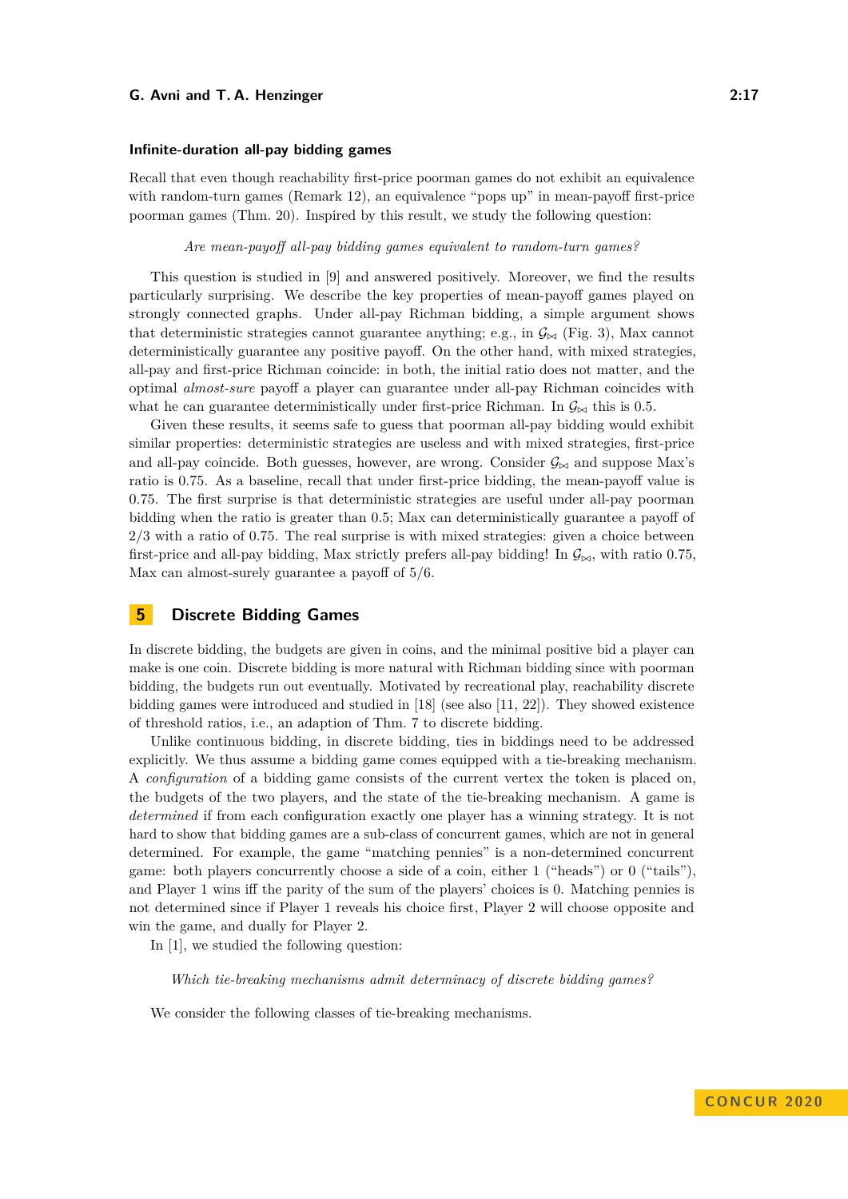#### Infinite-duration all-pay bidding games

Recall that even though reachability first-price poorman games do not exhibit an equivalence with random-turn games (Remark 12), an equivalence "pops up" in mean-payoff first-price poorman games (Thm. 20). Inspired by this result, we study the following question:

*Are mean-payoff all-pay bidding games equivalent to random-turn games?*

This question is studied in [9] and answered positively. Moreover, we find the results particularly surprising. We describe the key properties of mean-payoff games played on strongly connected graphs. Under all-pay Richman bidding, a simple argument shows that deterministic strategies cannot guarantee anything; e.g., in $\mathcal{G}_{\bowtie}$ (Fig. 3), Max cannot deterministically guarantee any positive payoff. On the other hand, with mixed strategies, all-pay and first-price Richman coincide: in both, the initial ratio does not matter, and the optimal *almost-sure* payoff a player can guarantee under all-pay Richman coincides with what he can guarantee deterministically under first-price Richman. In $\mathcal{G}_{\bowtie}$ this is 0.5.

Given these results, it seems safe to guess that poorman all-pay bidding would exhibit similar properties: deterministic strategies are useless and with mixed strategies, first-price and all-pay coincide. Both guesses, however, are wrong. Consider $\mathcal{G}_{\bowtie}$ and suppose Max's ratio is 0.75. As a baseline, recall that under first-price bidding, the mean-payoff value is 0.75. The first surprise is that deterministic strategies are useful under all-pay poorman bidding when the ratio is greater than 0.5; Max can deterministically guarantee a payoff of 2/3 with a ratio of 0.75. The real surprise is with mixed strategies: given a choice between first-price and all-pay bidding, Max strictly prefers all-pay bidding! In $\mathcal{G}_{\bowtie}$, with ratio 0.75, Max can almost-surely guarantee a payoff of 5/6.

## 5 Discrete Bidding Games

In discrete bidding, the budgets are given in coins, and the minimal positive bid a player can make is one coin. Discrete bidding is more natural with Richman bidding since with poorman bidding, the budgets run out eventually. Motivated by recreational play, reachability discrete bidding games were introduced and studied in [18] (see also [11, 22]). They showed existence of threshold ratios, i.e., an adaption of Thm. 7 to discrete bidding.

Unlike continuous bidding, in discrete bidding, ties in biddings need to be addressed explicitly. We thus assume a bidding game comes equipped with a tie-breaking mechanism. A *configuration* of a bidding game consists of the current vertex the token is placed on, the budgets of the two players, and the state of the tie-breaking mechanism. A game is *determined* if from each configuration exactly one player has a winning strategy. It is not hard to show that bidding games are a sub-class of concurrent games, which are not in general determined. For example, the game "matching pennies" is a non-determined concurrent game: both players concurrently choose a side of a coin, either 1 ("heads") or 0 ("tails"), and Player 1 wins iff the parity of the sum of the players' choices is 0. Matching pennies is not determined since if Player 1 reveals his choice first, Player 2 will choose opposite and win the game, and dually for Player 2.

In [1], we studied the following question:

*Which tie-breaking mechanisms admit determinacy of discrete bidding games?*

We consider the following classes of tie-breaking mechanisms.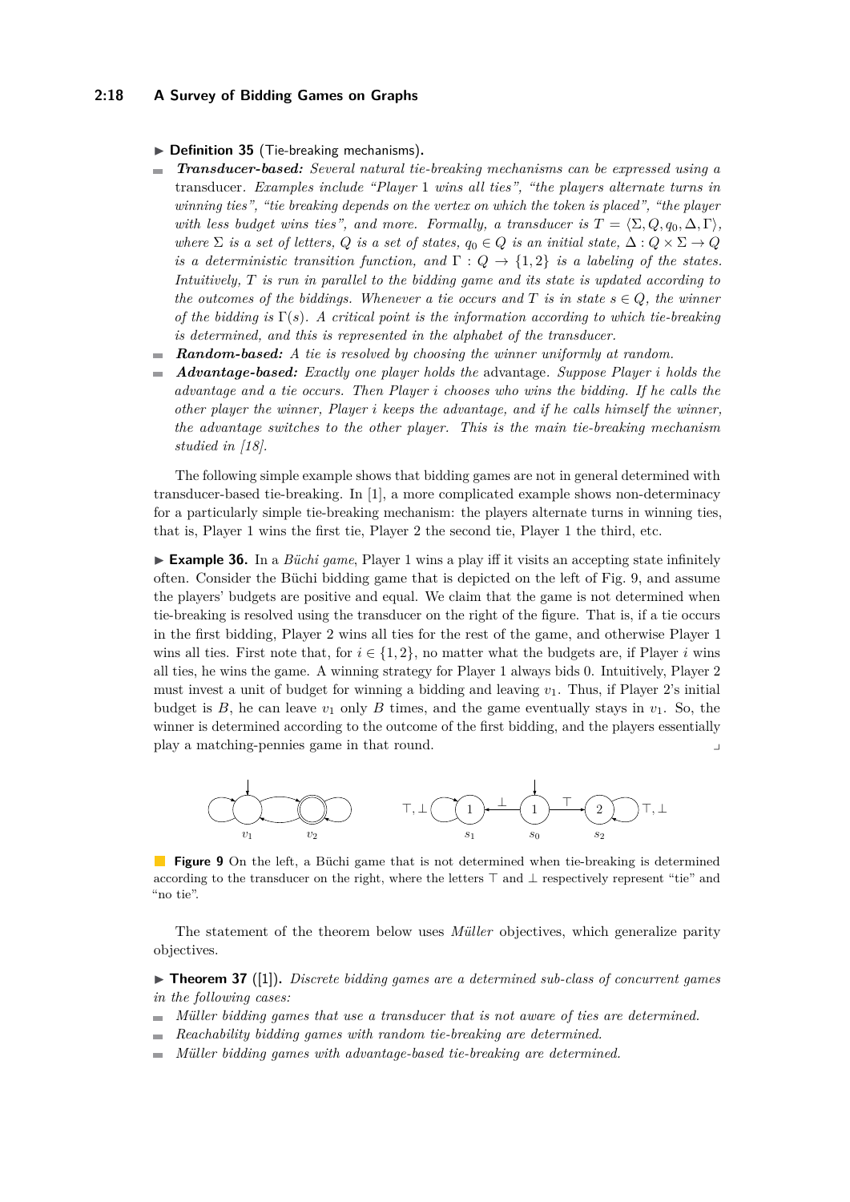▶ **Definition 35** (Tie-breaking mechanisms)**.**

- ***Transducer-based:*** *Several natural tie-breaking mechanisms can be expressed using a* transducer*. Examples include "Player* 1 *wins all ties", "the players alternate turns in winning ties", "tie breaking depends on the vertex on which the token is placed", "the player with less budget wins ties", and more. Formally, a transducer is $T = \langle \Sigma, Q, q_0, \Delta, \Gamma \rangle$, where $\Sigma$ is a set of letters, $Q$ is a set of states, $q_0 \in Q$ is an initial state, $\Delta : Q \times \Sigma \to Q$ is a deterministic transition function, and $\Gamma : Q \to \{1, 2\}$ is a labeling of the states. Intuitively, $T$ is run in parallel to the bidding game and its state is updated according to the outcomes of the biddings. Whenever a tie occurs and $T$ is in state $s \in Q$, the winner of the bidding is $\Gamma(s)$. A critical point is the information according to which tie-breaking is determined, and this is represented in the alphabet of the transducer.*
- ***Random-based:*** *A tie is resolved by choosing the winner uniformly at random.*
- ***Advantage-based:*** *Exactly one player holds the* advantage*. Suppose Player $i$ holds the advantage and a tie occurs. Then Player $i$ chooses who wins the bidding. If he calls the other player the winner, Player $i$ keeps the advantage, and if he calls himself the winner, the advantage switches to the other player. This is the main tie-breaking mechanism studied in [18].*

The following simple example shows that bidding games are not in general determined with transducer-based tie-breaking. In [1], a more complicated example shows non-determinacy for a particularly simple tie-breaking mechanism: the players alternate turns in winning ties, that is, Player 1 wins the first tie, Player 2 the second tie, Player 1 the third, etc.

▶ **Example 36.** In a *Büchi game*, Player 1 wins a play iff it visits an accepting state infinitely often. Consider the Büchi bidding game that is depicted on the left of Fig. 9, and assume the players' budgets are positive and equal. We claim that the game is not determined when tie-breaking is resolved using the transducer on the right of the figure. That is, if a tie occurs in the first bidding, Player 2 wins all ties for the rest of the game, and otherwise Player 1 wins all ties. First note that, for $i \in \{1, 2\}$, no matter what the budgets are, if Player $i$ wins all ties, he wins the game. A winning strategy for Player 1 always bids 0. Intuitively, Player 2 must invest a unit of budget for winning a bidding and leaving $v_1$. Thus, if Player 2's initial budget is $B$, he can leave $v_1$ only $B$ times, and the game eventually stays in $v_1$. So, the winner is determined according to the outcome of the first bidding, and the players essentially play a matching-pennies game in that round. ⌟

**Figure 9** On the left, a Büchi game that is not determined when tie-breaking is determined according to the transducer on the right, where the letters $\top$ and $\bot$ respectively represent "tie" and "no tie".

The statement of the theorem below uses *Müller* objectives, which generalize parity objectives.

▶ **Theorem 37** ([1])**.** *Discrete bidding games are a determined sub-class of concurrent games in the following cases:*

- *Müller bidding games that use a transducer that is not aware of ties are determined.*
- *Reachability bidding games with random tie-breaking are determined.*
- *Müller bidding games with advantage-based tie-breaking are determined.*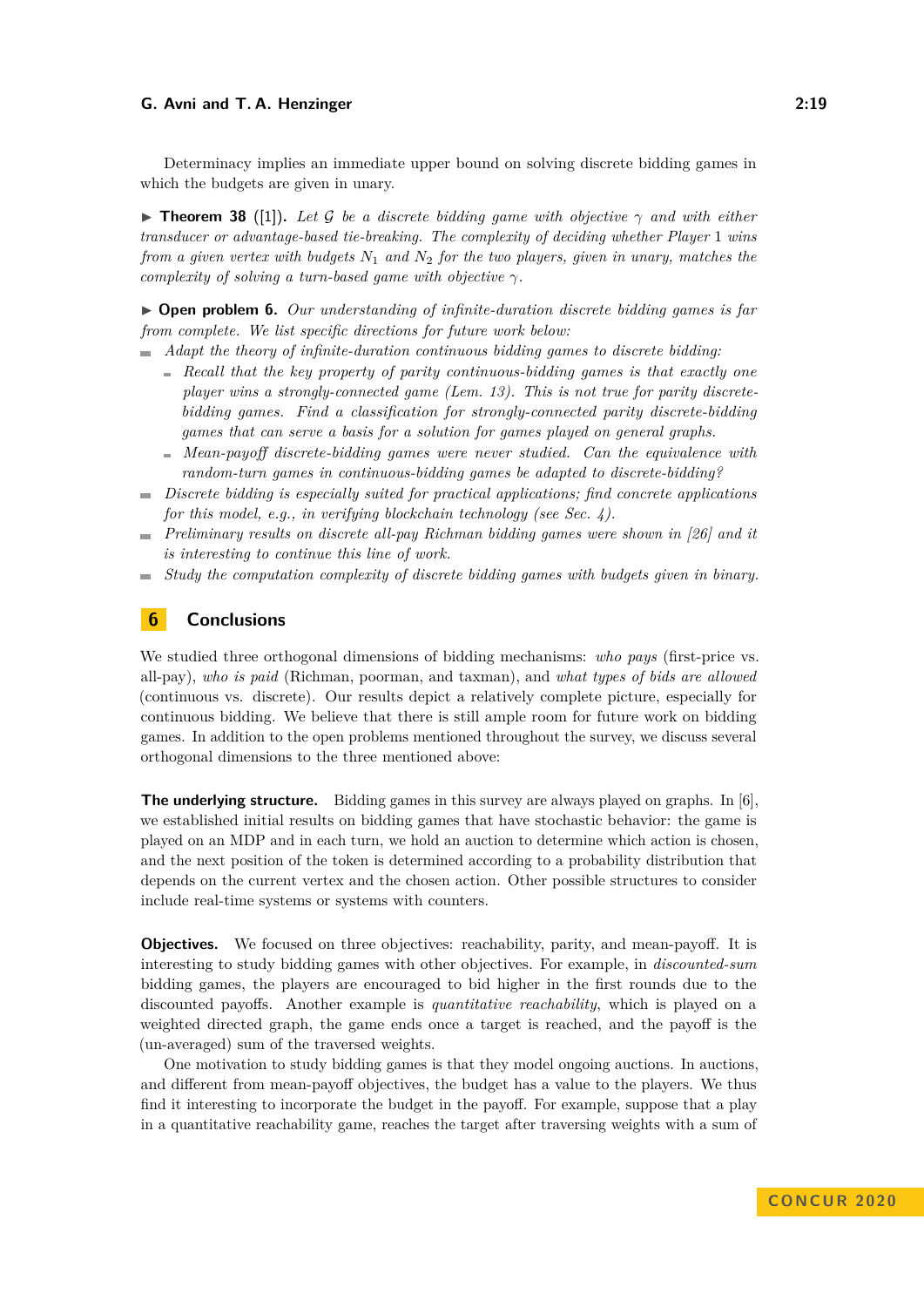Determinacy implies an immediate upper bound on solving discrete bidding games in which the budgets are given in unary.

▶ **Theorem 38** ([1]). *Let $\mathcal{G}$ be a discrete bidding game with objective $\gamma$ and with either transducer or advantage-based tie-breaking. The complexity of deciding whether Player 1 wins from a given vertex with budgets $N_1$ and $N_2$ for the two players, given in unary, matches the complexity of solving a turn-based game with objective $\gamma$.*

▶ **Open problem 6.** *Our understanding of infinite-duration discrete bidding games is far from complete. We list specific directions for future work below:*

- *Adapt the theory of infinite-duration continuous bidding games to discrete bidding:*
  - *Recall that the key property of parity continuous-bidding games is that exactly one player wins a strongly-connected game (Lem. 13). This is not true for parity discrete-bidding games. Find a classification for strongly-connected parity discrete-bidding games that can serve a basis for a solution for games played on general graphs.*
  - *Mean-payoff discrete-bidding games were never studied. Can the equivalence with random-turn games in continuous-bidding games be adapted to discrete-bidding?*
- *Discrete bidding is especially suited for practical applications; find concrete applications for this model, e.g., in verifying blockchain technology (see Sec. 4).*
- *Preliminary results on discrete all-pay Richman bidding games were shown in [26] and it is interesting to continue this line of work.*
- *Study the computation complexity of discrete bidding games with budgets given in binary.*

## 6 Conclusions

We studied three orthogonal dimensions of bidding mechanisms: *who pays* (first-price vs. all-pay), *who is paid* (Richman, poorman, and taxman), and *what types of bids are allowed* (continuous vs. discrete). Our results depict a relatively complete picture, especially for continuous bidding. We believe that there is still ample room for future work on bidding games. In addition to the open problems mentioned throughout the survey, we discuss several orthogonal dimensions to the three mentioned above:

**The underlying structure.** Bidding games in this survey are always played on graphs. In [6], we established initial results on bidding games that have stochastic behavior: the game is played on an MDP and in each turn, we hold an auction to determine which action is chosen, and the next position of the token is determined according to a probability distribution that depends on the current vertex and the chosen action. Other possible structures to consider include real-time systems or systems with counters.

**Objectives.** We focused on three objectives: reachability, parity, and mean-payoff. It is interesting to study bidding games with other objectives. For example, in *discounted-sum* bidding games, the players are encouraged to bid higher in the first rounds due to the discounted payoffs. Another example is *quantitative reachability*, which is played on a weighted directed graph, the game ends once a target is reached, and the payoff is the (un-averaged) sum of the traversed weights.

One motivation to study bidding games is that they model ongoing auctions. In auctions, and different from mean-payoff objectives, the budget has a value to the players. We thus find it interesting to incorporate the budget in the payoff. For example, suppose that a play in a quantitative reachability game, reaches the target after traversing weights with a sum of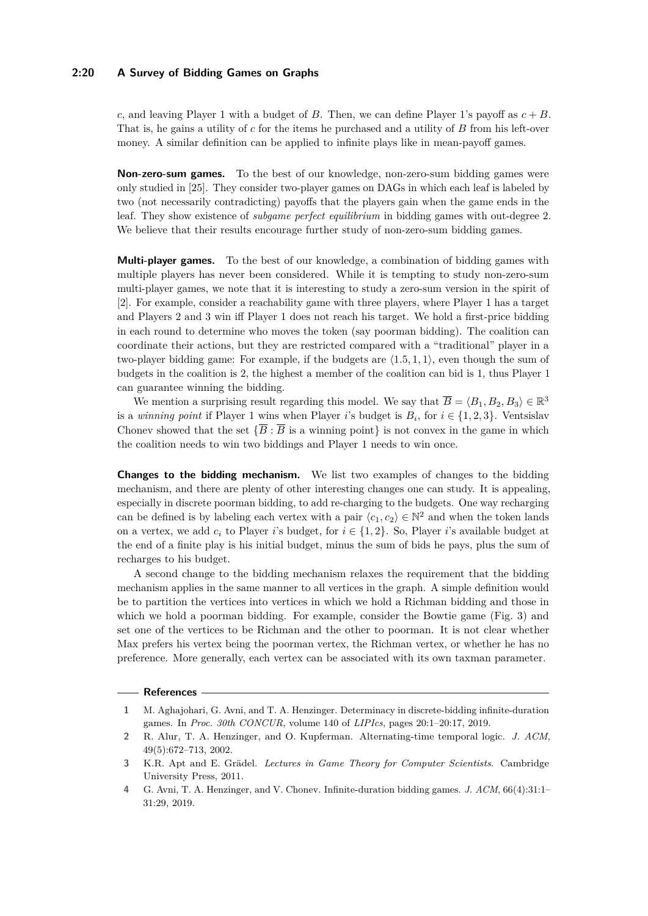$c$, and leaving Player 1 with a budget of $B$. Then, we can define Player 1's payoff as $c + B$. That is, he gains a utility of $c$ for the items he purchased and a utility of $B$ from his left-over money. A similar definition can be applied to infinite plays like in mean-payoff games.

**Non-zero-sum games.** To the best of our knowledge, non-zero-sum bidding games were only studied in [25]. They consider two-player games on DAGs in which each leaf is labeled by two (not necessarily contradicting) payoffs that the players gain when the game ends in the leaf. They show existence of *subgame perfect equilibrium* in bidding games with out-degree 2. We believe that their results encourage further study of non-zero-sum bidding games.

**Multi-player games.** To the best of our knowledge, a combination of bidding games with multiple players has never been considered. While it is tempting to study non-zero-sum multi-player games, we note that it is interesting to study a zero-sum version in the spirit of [2]. For example, consider a reachability game with three players, where Player 1 has a target and Players 2 and 3 win iff Player 1 does not reach his target. We hold a first-price bidding in each round to determine who moves the token (say poorman bidding). The coalition can coordinate their actions, but they are restricted compared with a "traditional" player in a two-player bidding game: For example, if the budgets are $\langle 1.5, 1, 1 \rangle$, even though the sum of budgets in the coalition is 2, the highest a member of the coalition can bid is 1, thus Player 1 can guarantee winning the bidding.

We mention a surprising result regarding this model. We say that $\overline{B} = \langle B_1, B_2, B_3 \rangle \in \mathbb{R}^3$ is a *winning point* if Player 1 wins when Player $i$'s budget is $B_i$, for $i \in \{1, 2, 3\}$. Ventsislav Chonev showed that the set $\{\overline{B} : \overline{B} \text{ is a winning point}\}$ is not convex in the game in which the coalition needs to win two biddings and Player 1 needs to win once.

**Changes to the bidding mechanism.** We list two examples of changes to the bidding mechanism, and there are plenty of other interesting changes one can study. It is appealing, especially in discrete poorman bidding, to add re-charging to the budgets. One way recharging can be defined is by labeling each vertex with a pair $\langle c_1, c_2 \rangle \in \mathbb{N}^2$ and when the token lands on a vertex, we add $c_i$ to Player $i$'s budget, for $i \in \{1, 2\}$. So, Player $i$'s available budget at the end of a finite play is his initial budget, minus the sum of bids he pays, plus the sum of recharges to his budget.

A second change to the bidding mechanism relaxes the requirement that the bidding mechanism applies in the same manner to all vertices in the graph. A simple definition would be to partition the vertices into vertices in which we hold a Richman bidding and those in which we hold a poorman bidding. For example, consider the Bowtie game (Fig. 3) and set one of the vertices to be Richman and the other to poorman. It is not clear whether Max prefers his vertex being the poorman vertex, the Richman vertex, or whether he has no preference. More generally, each vertex can be associated with its own taxman parameter.

## References

1. M. Aghajohari, G. Avni, and T. A. Henzinger. Determinacy in discrete-bidding infinite-duration games. In *Proc. 30th CONCUR*, volume 140 of *LIPIcs*, pages 20:1–20:17, 2019.
2. R. Alur, T. A. Henzinger, and O. Kupferman. Alternating-time temporal logic. *J. ACM*, 49(5):672–713, 2002.
3. K.R. Apt and E. Grädel. *Lectures in Game Theory for Computer Scientists*. Cambridge University Press, 2011.
4. G. Avni, T. A. Henzinger, and V. Chonev. Infinite-duration bidding games. *J. ACM*, 66(4):31:1–31:29, 2019.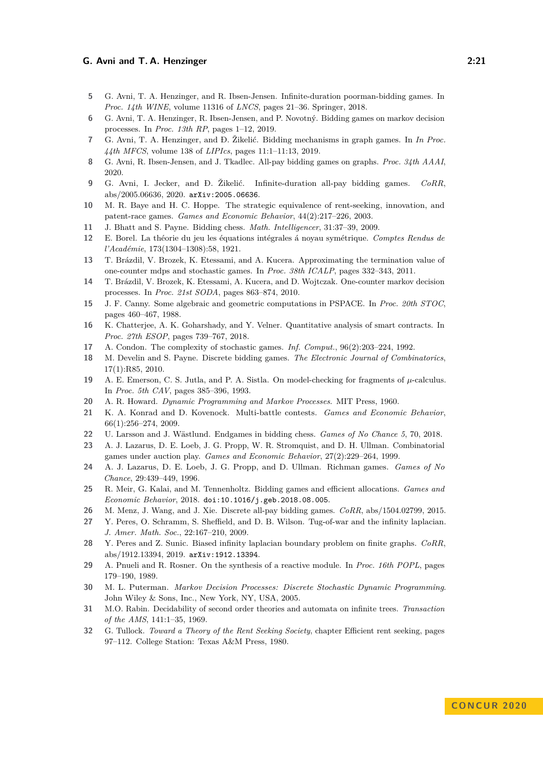5 G. Avni, T. A. Henzinger, and R. Ibsen-Jensen. Infinite-duration poorman-bidding games. In *Proc. 14th WINE*, volume 11316 of *LNCS*, pages 21–36. Springer, 2018.

6 G. Avni, T. A. Henzinger, R. Ibsen-Jensen, and P. Novotný. Bidding games on markov decision processes. In *Proc. 13th RP*, pages 1–12, 2019.

7 G. Avni, T. A. Henzinger, and Đ. Žikelić. Bidding mechanisms in graph games. In *In Proc. 44th MFCS*, volume 138 of *LIPIcs*, pages 11:1–11:13, 2019.

8 G. Avni, R. Ibsen-Jensen, and J. Tkadlec. All-pay bidding games on graphs. *Proc. 34th AAAI*, 2020.

9 G. Avni, I. Jecker, and Đ. Žikelić. Infinite-duration all-pay bidding games. *CoRR*, abs/2005.06636, 2020. `arXiv:2005.06636`.

10 M. R. Baye and H. C. Hoppe. The strategic equivalence of rent-seeking, innovation, and patent-race games. *Games and Economic Behavior*, 44(2):217–226, 2003.

11 J. Bhatt and S. Payne. Bidding chess. *Math. Intelligencer*, 31:37–39, 2009.

12 E. Borel. La théorie du jeu les équations intégrales á noyau symétrique. *Comptes Rendus de l'Académie*, 173(1304–1308):58, 1921.

13 T. Brázdil, V. Brozek, K. Etessami, and A. Kucera. Approximating the termination value of one-counter mdps and stochastic games. In *Proc. 38th ICALP*, pages 332–343, 2011.

14 T. Brázdil, V. Brozek, K. Etessami, A. Kucera, and D. Wojtczak. One-counter markov decision processes. In *Proc. 21st SODA*, pages 863–874, 2010.

15 J. F. Canny. Some algebraic and geometric computations in PSPACE. In *Proc. 20th STOC*, pages 460–467, 1988.

16 K. Chatterjee, A. K. Goharshady, and Y. Velner. Quantitative analysis of smart contracts. In *Proc. 27th ESOP*, pages 739–767, 2018.

17 A. Condon. The complexity of stochastic games. *Inf. Comput.*, 96(2):203–224, 1992.

18 M. Develin and S. Payne. Discrete bidding games. *The Electronic Journal of Combinatorics*, 17(1):R85, 2010.

19 A. E. Emerson, C. S. Jutla, and P. A. Sistla. On model-checking for fragments of $\mu$-calculus. In *Proc. 5th CAV*, pages 385–396, 1993.

20 A. R. Howard. *Dynamic Programming and Markov Processes*. MIT Press, 1960.

21 K. A. Konrad and D. Kovenock. Multi-battle contests. *Games and Economic Behavior*, 66(1):256–274, 2009.

22 U. Larsson and J. Wästlund. Endgames in bidding chess. *Games of No Chance 5*, 70, 2018.

23 A. J. Lazarus, D. E. Loeb, J. G. Propp, W. R. Stromquist, and D. H. Ullman. Combinatorial games under auction play. *Games and Economic Behavior*, 27(2):229–264, 1999.

24 A. J. Lazarus, D. E. Loeb, J. G. Propp, and D. Ullman. Richman games. *Games of No Chance*, 29:439–449, 1996.

25 R. Meir, G. Kalai, and M. Tennenholtz. Bidding games and efficient allocations. *Games and Economic Behavior*, 2018. `doi:10.1016/j.geb.2018.08.005`.

26 M. Menz, J. Wang, and J. Xie. Discrete all-pay bidding games. *CoRR*, abs/1504.02799, 2015.

27 Y. Peres, O. Schramm, S. Sheffield, and D. B. Wilson. Tug-of-war and the infinity laplacian. *J. Amer. Math. Soc.*, 22:167–210, 2009.

28 Y. Peres and Z. Sunic. Biased infinity laplacian boundary problem on finite graphs. *CoRR*, abs/1912.13394, 2019. `arXiv:1912.13394`.

29 A. Pnueli and R. Rosner. On the synthesis of a reactive module. In *Proc. 16th POPL*, pages 179–190, 1989.

30 M. L. Puterman. *Markov Decision Processes: Discrete Stochastic Dynamic Programming*. John Wiley & Sons, Inc., New York, NY, USA, 2005.

31 M.O. Rabin. Decidability of second order theories and automata on infinite trees. *Transaction of the AMS*, 141:1–35, 1969.

32 G. Tullock. *Toward a Theory of the Rent Seeking Society*, chapter Efficient rent seeking, pages 97–112. College Station: Texas A&M Press, 1980.